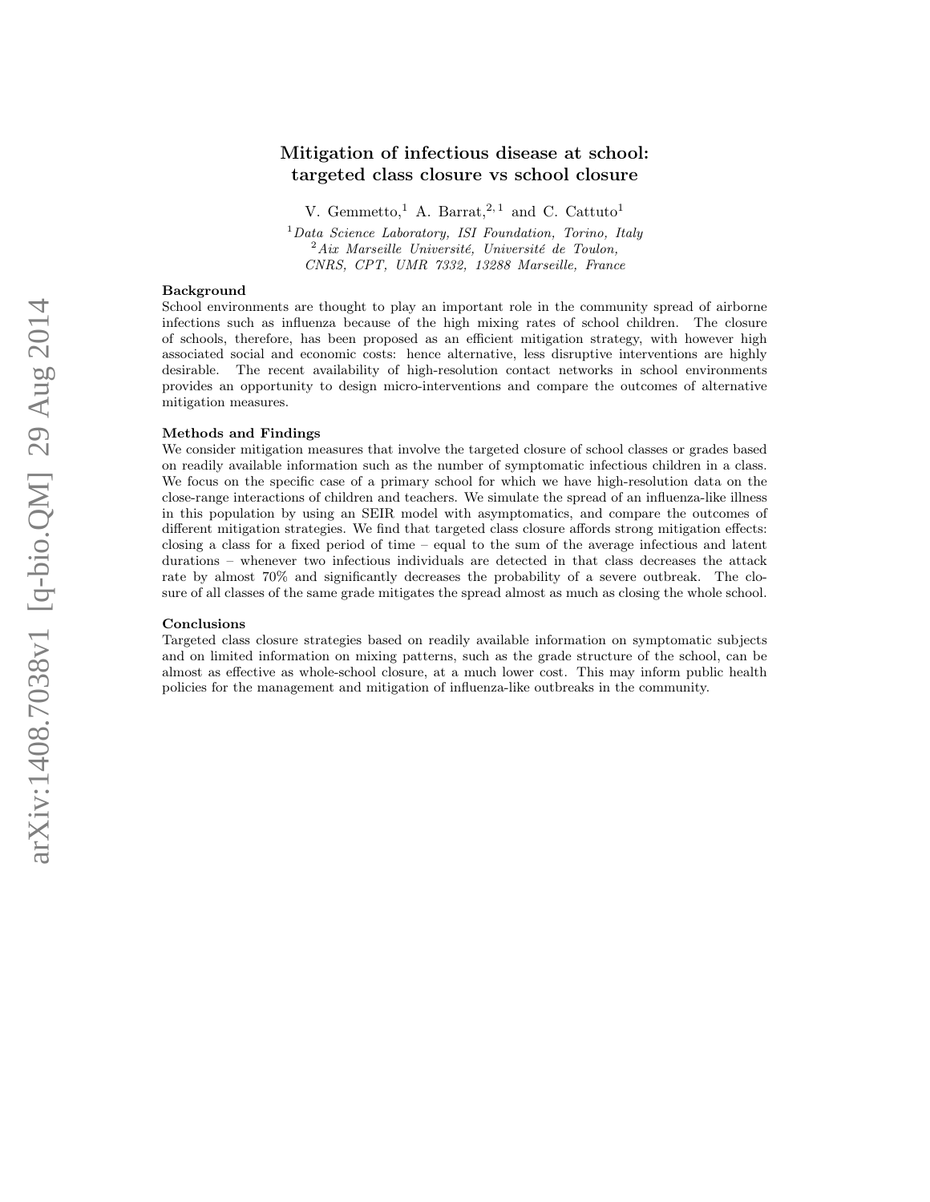# Mitigation of infectious disease at school: targeted class closure vs school closure

V. Gemmetto,[1] A. Barrat,[2,1] and C. Cattuto[1]

[1]*Data Science Laboratory, ISI Foundation, Torino, Italy*
[2]*Aix Marseille Université, Université de Toulon, CNRS, CPT, UMR 7332, 13288 Marseille, France*

**Background**

School environments are thought to play an important role in the community spread of airborne infections such as influenza because of the high mixing rates of school children. The closure of schools, therefore, has been proposed as an efficient mitigation strategy, with however high associated social and economic costs: hence alternative, less disruptive interventions are highly desirable. The recent availability of high-resolution contact networks in school environments provides an opportunity to design micro-interventions and compare the outcomes of alternative mitigation measures.

**Methods and Findings**

We consider mitigation measures that involve the targeted closure of school classes or grades based on readily available information such as the number of symptomatic infectious children in a class. We focus on the specific case of a primary school for which we have high-resolution data on the close-range interactions of children and teachers. We simulate the spread of an influenza-like illness in this population by using an SEIR model with asymptomatics, and compare the outcomes of different mitigation strategies. We find that targeted class closure affords strong mitigation effects: closing a class for a fixed period of time – equal to the sum of the average infectious and latent durations – whenever two infectious individuals are detected in that class decreases the attack rate by almost 70% and significantly decreases the probability of a severe outbreak. The closure of all classes of the same grade mitigates the spread almost as much as closing the whole school.

**Conclusions**

Targeted class closure strategies based on readily available information on symptomatic subjects and on limited information on mixing patterns, such as the grade structure of the school, can be almost as effective as whole-school closure, at a much lower cost. This may inform public health policies for the management and mitigation of influenza-like outbreaks in the community.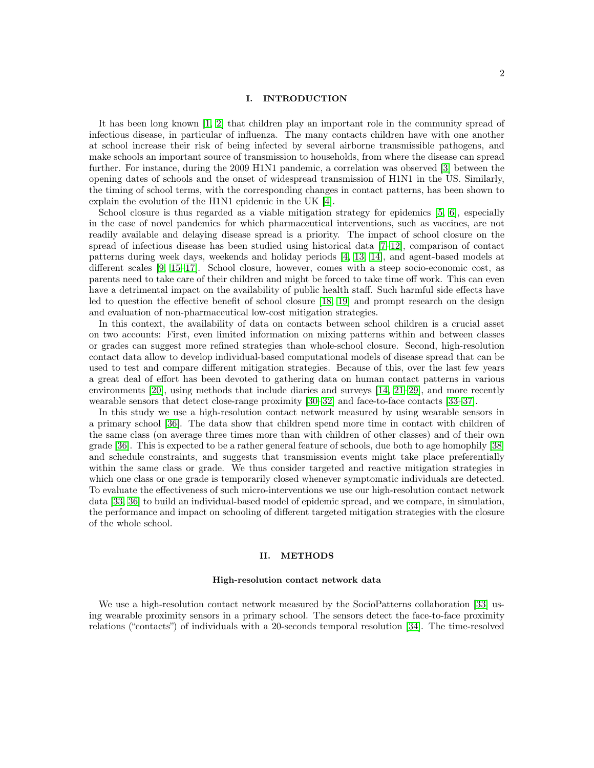# I. INTRODUCTION

It has been long known [1, 2] that children play an important role in the community spread of infectious disease, in particular of influenza. The many contacts children have with one another at school increase their risk of being infected by several airborne transmissible pathogens, and make schools an important source of transmission to households, from where the disease can spread further. For instance, during the 2009 H1N1 pandemic, a correlation was observed [3] between the opening dates of schools and the onset of widespread transmission of H1N1 in the US. Similarly, the timing of school terms, with the corresponding changes in contact patterns, has been shown to explain the evolution of the H1N1 epidemic in the UK [4].

School closure is thus regarded as a viable mitigation strategy for epidemics [5, 6], especially in the case of novel pandemics for which pharmaceutical interventions, such as vaccines, are not readily available and delaying disease spread is a priority. The impact of school closure on the spread of infectious disease has been studied using historical data [7–12], comparison of contact patterns during week days, weekends and holiday periods [4, 13, 14], and agent-based models at different scales [9, 15–17]. School closure, however, comes with a steep socio-economic cost, as parents need to take care of their children and might be forced to take time off work. This can even have a detrimental impact on the availability of public health staff. Such harmful side effects have led to question the effective benefit of school closure [18, 19] and prompt research on the design and evaluation of non-pharmaceutical low-cost mitigation strategies.

In this context, the availability of data on contacts between school children is a crucial asset on two accounts: First, even limited information on mixing patterns within and between classes or grades can suggest more refined strategies than whole-school closure. Second, high-resolution contact data allow to develop individual-based computational models of disease spread that can be used to test and compare different mitigation strategies. Because of this, over the last few years a great deal of effort has been devoted to gathering data on human contact patterns in various environments [20], using methods that include diaries and surveys [14, 21–29], and more recently wearable sensors that detect close-range proximity [30–32] and face-to-face contacts [33–37].

In this study we use a high-resolution contact network measured by using wearable sensors in a primary school [36]. The data show that children spend more time in contact with children of the same class (on average three times more than with children of other classes) and of their own grade [36]. This is expected to be a rather general feature of schools, due both to age homophily [38] and schedule constraints, and suggests that transmission events might take place preferentially within the same class or grade. We thus consider targeted and reactive mitigation strategies in which one class or one grade is temporarily closed whenever symptomatic individuals are detected. To evaluate the effectiveness of such micro-interventions we use our high-resolution contact network data [33, 36] to build an individual-based model of epidemic spread, and we compare, in simulation, the performance and impact on schooling of different targeted mitigation strategies with the closure of the whole school.

# II. METHODS

### High-resolution contact network data

We use a high-resolution contact network measured by the SocioPatterns collaboration [33] using wearable proximity sensors in a primary school. The sensors detect the face-to-face proximity relations ("contacts") of individuals with a 20-seconds temporal resolution [34]. The time-resolved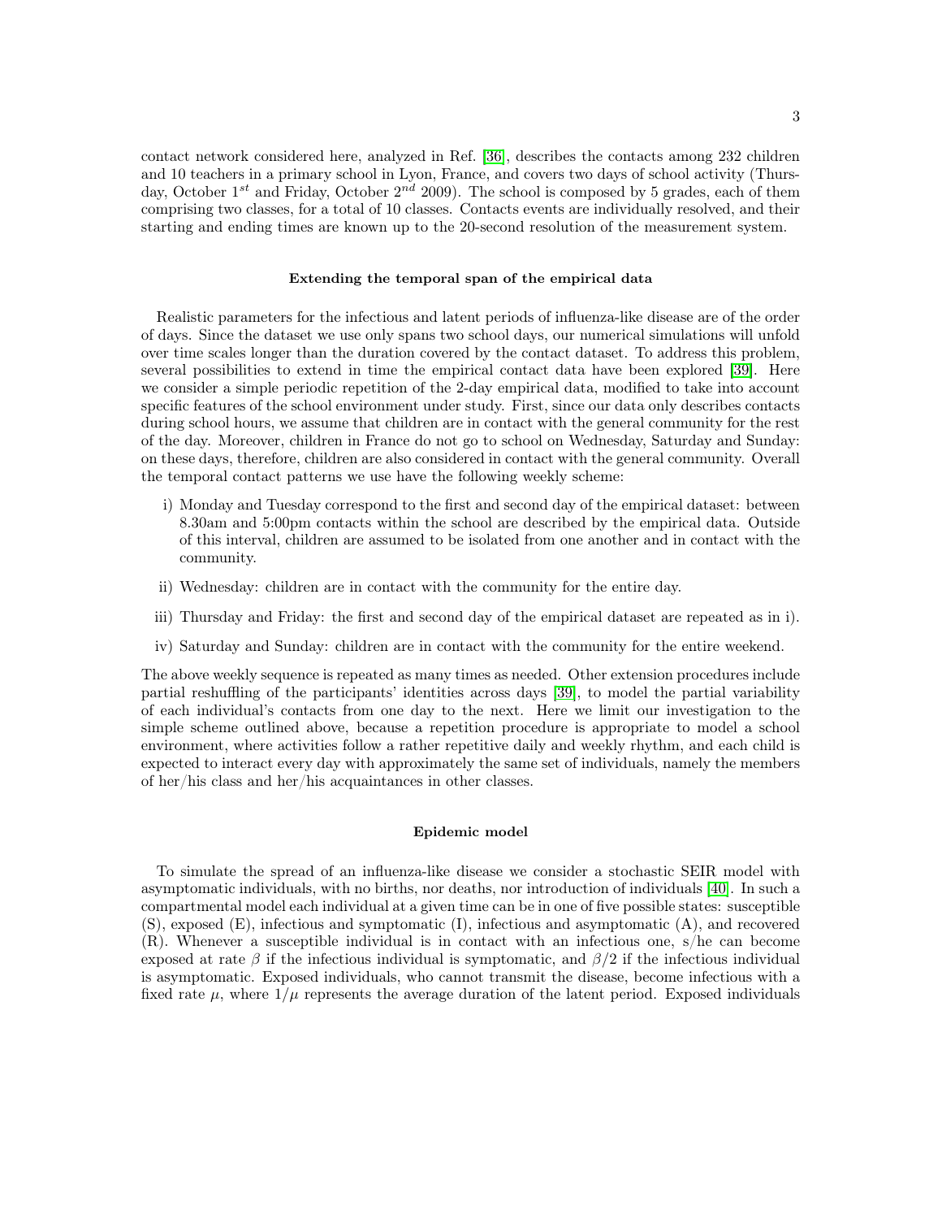contact network considered here, analyzed in Ref. [36], describes the contacts among 232 children and 10 teachers in a primary school in Lyon, France, and covers two days of school activity (Thursday, October $1^{st}$ and Friday, October $2^{nd}$ 2009). The school is composed by 5 grades, each of them comprising two classes, for a total of 10 classes. Contacts events are individually resolved, and their starting and ending times are known up to the 20-second resolution of the measurement system.

### Extending the temporal span of the empirical data

Realistic parameters for the infectious and latent periods of influenza-like disease are of the order of days. Since the dataset we use only spans two school days, our numerical simulations will unfold over time scales longer than the duration covered by the contact dataset. To address this problem, several possibilities to extend in time the empirical contact data have been explored [39]. Here we consider a simple periodic repetition of the 2-day empirical data, modified to take into account specific features of the school environment under study. First, since our data only describes contacts during school hours, we assume that children are in contact with the general community for the rest of the day. Moreover, children in France do not go to school on Wednesday, Saturday and Sunday: on these days, therefore, children are also considered in contact with the general community. Overall the temporal contact patterns we use have the following weekly scheme:

i) Monday and Tuesday correspond to the first and second day of the empirical dataset: between 8.30am and 5:00pm contacts within the school are described by the empirical data. Outside of this interval, children are assumed to be isolated from one another and in contact with the community.

ii) Wednesday: children are in contact with the community for the entire day.

iii) Thursday and Friday: the first and second day of the empirical dataset are repeated as in i).

iv) Saturday and Sunday: children are in contact with the community for the entire weekend.

The above weekly sequence is repeated as many times as needed. Other extension procedures include partial reshuffling of the participants' identities across days [39], to model the partial variability of each individual's contacts from one day to the next. Here we limit our investigation to the simple scheme outlined above, because a repetition procedure is appropriate to model a school environment, where activities follow a rather repetitive daily and weekly rhythm, and each child is expected to interact every day with approximately the same set of individuals, namely the members of her/his class and her/his acquaintances in other classes.

### Epidemic model

To simulate the spread of an influenza-like disease we consider a stochastic SEIR model with asymptomatic individuals, with no births, nor deaths, nor introduction of individuals [40]. In such a compartmental model each individual at a given time can be in one of five possible states: susceptible (S), exposed (E), infectious and symptomatic (I), infectious and asymptomatic (A), and recovered (R). Whenever a susceptible individual is in contact with an infectious one, s/he can become exposed at rate $\beta$ if the infectious individual is symptomatic, and $\beta/2$ if the infectious individual is asymptomatic. Exposed individuals, who cannot transmit the disease, become infectious with a fixed rate $\mu$, where $1/\mu$ represents the average duration of the latent period. Exposed individuals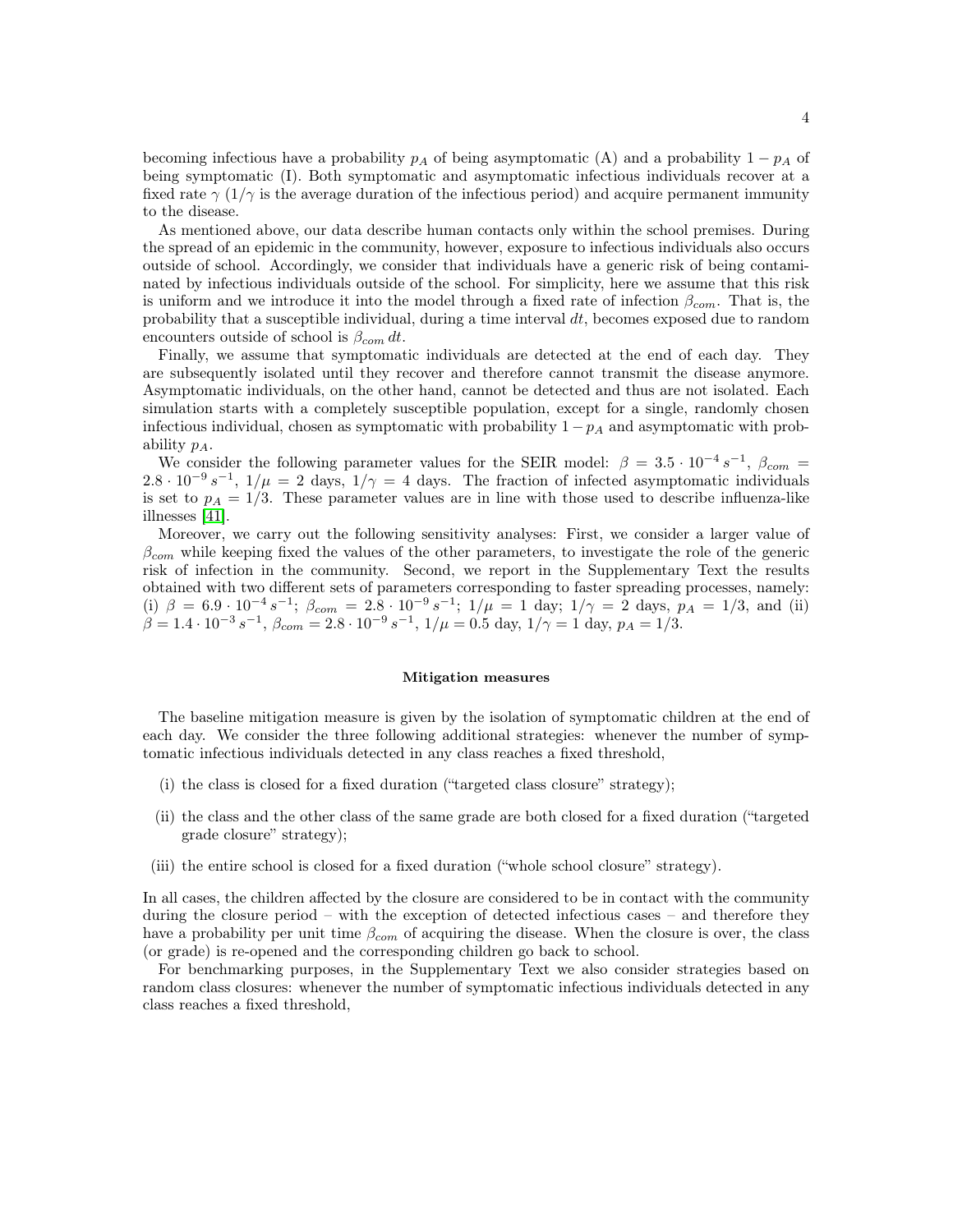becoming infectious have a probability $p_A$ of being asymptomatic (A) and a probability $1 - p_A$ of being symptomatic (I). Both symptomatic and asymptomatic infectious individuals recover at a fixed rate $\gamma$ ($1/\gamma$ is the average duration of the infectious period) and acquire permanent immunity to the disease.

As mentioned above, our data describe human contacts only within the school premises. During the spread of an epidemic in the community, however, exposure to infectious individuals also occurs outside of school. Accordingly, we consider that individuals have a generic risk of being contaminated by infectious individuals outside of the school. For simplicity, here we assume that this risk is uniform and we introduce it into the model through a fixed rate of infection $\beta_{com}$. That is, the probability that a susceptible individual, during a time interval $dt$, becomes exposed due to random encounters outside of school is $\beta_{com}\, dt$.

Finally, we assume that symptomatic individuals are detected at the end of each day. They are subsequently isolated until they recover and therefore cannot transmit the disease anymore. Asymptomatic individuals, on the other hand, cannot be detected and thus are not isolated. Each simulation starts with a completely susceptible population, except for a single, randomly chosen infectious individual, chosen as symptomatic with probability $1 - p_A$ and asymptomatic with probability $p_A$.

We consider the following parameter values for the SEIR model: $\beta = 3.5 \cdot 10^{-4}\, s^{-1}$, $\beta_{com} = 2.8 \cdot 10^{-9}\, s^{-1}$, $1/\mu = 2$ days, $1/\gamma = 4$ days. The fraction of infected asymptomatic individuals is set to $p_A = 1/3$. These parameter values are in line with those used to describe influenza-like illnesses [41].

Moreover, we carry out the following sensitivity analyses: First, we consider a larger value of $\beta_{com}$ while keeping fixed the values of the other parameters, to investigate the role of the generic risk of infection in the community. Second, we report in the Supplementary Text the results obtained with two different sets of parameters corresponding to faster spreading processes, namely: (i) $\beta = 6.9 \cdot 10^{-4}\, s^{-1}$; $\beta_{com} = 2.8 \cdot 10^{-9}\, s^{-1}$; $1/\mu = 1$ day; $1/\gamma = 2$ days, $p_A = 1/3$, and (ii) $\beta = 1.4 \cdot 10^{-3}\, s^{-1}$, $\beta_{com} = 2.8 \cdot 10^{-9}\, s^{-1}$, $1/\mu = 0.5$ day, $1/\gamma = 1$ day, $p_A = 1/3$.

### Mitigation measures

The baseline mitigation measure is given by the isolation of symptomatic children at the end of each day. We consider the three following additional strategies: whenever the number of symptomatic infectious individuals detected in any class reaches a fixed threshold,

(i) the class is closed for a fixed duration ("targeted class closure" strategy);

(ii) the class and the other class of the same grade are both closed for a fixed duration ("targeted grade closure" strategy);

(iii) the entire school is closed for a fixed duration ("whole school closure" strategy).

In all cases, the children affected by the closure are considered to be in contact with the community during the closure period – with the exception of detected infectious cases – and therefore they have a probability per unit time $\beta_{com}$ of acquiring the disease. When the closure is over, the class (or grade) is re-opened and the corresponding children go back to school.

For benchmarking purposes, in the Supplementary Text we also consider strategies based on random class closures: whenever the number of symptomatic infectious individuals detected in any class reaches a fixed threshold,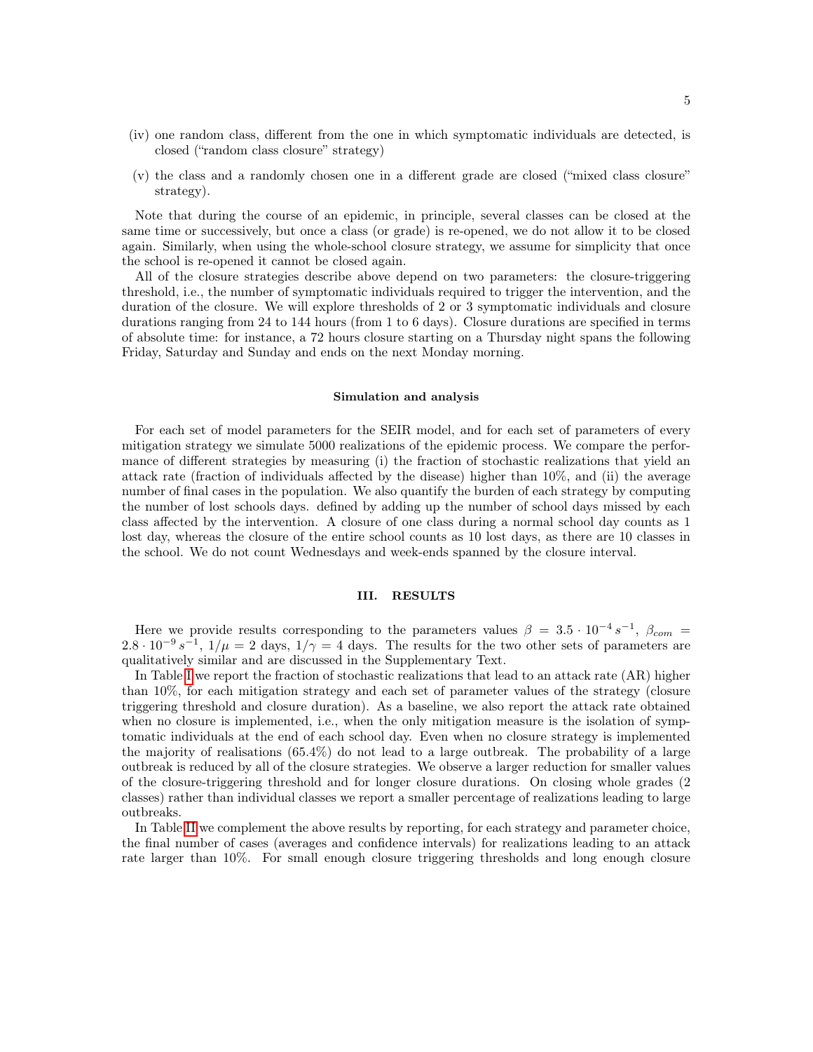(iv) one random class, different from the one in which symptomatic individuals are detected, is closed ("random class closure" strategy)

(v) the class and a randomly chosen one in a different grade are closed ("mixed class closure" strategy).

Note that during the course of an epidemic, in principle, several classes can be closed at the same time or successively, but once a class (or grade) is re-opened, we do not allow it to be closed again. Similarly, when using the whole-school closure strategy, we assume for simplicity that once the school is re-opened it cannot be closed again.

All of the closure strategies describe above depend on two parameters: the closure-triggering threshold, i.e., the number of symptomatic individuals required to trigger the intervention, and the duration of the closure. We will explore thresholds of 2 or 3 symptomatic individuals and closure durations ranging from 24 to 144 hours (from 1 to 6 days). Closure durations are specified in terms of absolute time: for instance, a 72 hours closure starting on a Thursday night spans the following Friday, Saturday and Sunday and ends on the next Monday morning.

### Simulation and analysis

For each set of model parameters for the SEIR model, and for each set of parameters of every mitigation strategy we simulate 5000 realizations of the epidemic process. We compare the performance of different strategies by measuring (i) the fraction of stochastic realizations that yield an attack rate (fraction of individuals affected by the disease) higher than 10%, and (ii) the average number of final cases in the population. We also quantify the burden of each strategy by computing the number of lost schools days. defined by adding up the number of school days missed by each class affected by the intervention. A closure of one class during a normal school day counts as 1 lost day, whereas the closure of the entire school counts as 10 lost days, as there are 10 classes in the school. We do not count Wednesdays and week-ends spanned by the closure interval.

## III. RESULTS

Here we provide results corresponding to the parameters values $\beta = 3.5 \cdot 10^{-4}\, s^{-1}$, $\beta_{com} = 2.8 \cdot 10^{-9}\, s^{-1}$, $1/\mu = 2$ days, $1/\gamma = 4$ days. The results for the two other sets of parameters are qualitatively similar and are discussed in the Supplementary Text.

In Table I we report the fraction of stochastic realizations that lead to an attack rate (AR) higher than 10%, for each mitigation strategy and each set of parameter values of the strategy (closure triggering threshold and closure duration). As a baseline, we also report the attack rate obtained when no closure is implemented, i.e., when the only mitigation measure is the isolation of symptomatic individuals at the end of each school day. Even when no closure strategy is implemented the majority of realisations (65.4%) do not lead to a large outbreak. The probability of a large outbreak is reduced by all of the closure strategies. We observe a larger reduction for smaller values of the closure-triggering threshold and for longer closure durations. On closing whole grades (2 classes) rather than individual classes we report a smaller percentage of realizations leading to large outbreaks.

In Table II we complement the above results by reporting, for each strategy and parameter choice, the final number of cases (averages and confidence intervals) for realizations leading to an attack rate larger than 10%. For small enough closure triggering thresholds and long enough closure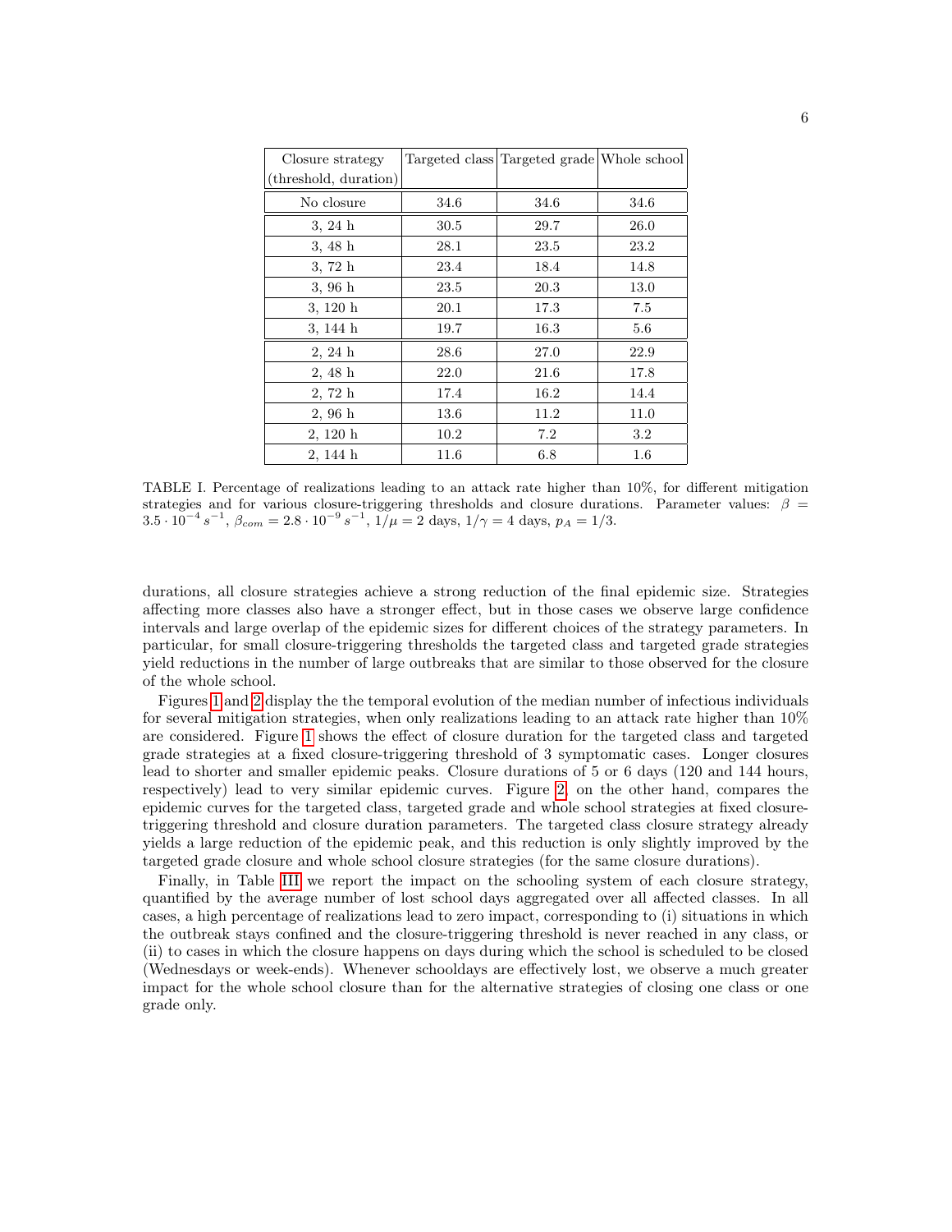| Closure strategy (threshold, duration) | Targeted class | Targeted grade | Whole school |
|---|---|---|---|
| No closure | 34.6 | 34.6 | 34.6 |
| 3, 24 h | 30.5 | 29.7 | 26.0 |
| 3, 48 h | 28.1 | 23.5 | 23.2 |
| 3, 72 h | 23.4 | 18.4 | 14.8 |
| 3, 96 h | 23.5 | 20.3 | 13.0 |
| 3, 120 h | 20.1 | 17.3 | 7.5 |
| 3, 144 h | 19.7 | 16.3 | 5.6 |
| 2, 24 h | 28.6 | 27.0 | 22.9 |
| 2, 48 h | 22.0 | 21.6 | 17.8 |
| 2, 72 h | 17.4 | 16.2 | 14.4 |
| 2, 96 h | 13.6 | 11.2 | 11.0 |
| 2, 120 h | 10.2 | 7.2 | 3.2 |
| 2, 144 h | 11.6 | 6.8 | 1.6 |

TABLE I. Percentage of realizations leading to an attack rate higher than 10%, for different mitigation strategies and for various closure-triggering thresholds and closure durations. Parameter values: $\beta = 3.5 \cdot 10^{-4}\, s^{-1}$, $\beta_{com} = 2.8 \cdot 10^{-9}\, s^{-1}$, $1/\mu = 2$ days, $1/\gamma = 4$ days, $p_A = 1/3$.

durations, all closure strategies achieve a strong reduction of the final epidemic size. Strategies affecting more classes also have a stronger effect, but in those cases we observe large confidence intervals and large overlap of the epidemic sizes for different choices of the strategy parameters. In particular, for small closure-triggering thresholds the targeted class and targeted grade strategies yield reductions in the number of large outbreaks that are similar to those observed for the closure of the whole school.

Figures 1 and 2 display the the temporal evolution of the median number of infectious individuals for several mitigation strategies, when only realizations leading to an attack rate higher than 10% are considered. Figure 1 shows the effect of closure duration for the targeted class and targeted grade strategies at a fixed closure-triggering threshold of 3 symptomatic cases. Longer closures lead to shorter and smaller epidemic peaks. Closure durations of 5 or 6 days (120 and 144 hours, respectively) lead to very similar epidemic curves. Figure 2, on the other hand, compares the epidemic curves for the targeted class, targeted grade and whole school strategies at fixed closure-triggering threshold and closure duration parameters. The targeted class closure strategy already yields a large reduction of the epidemic peak, and this reduction is only slightly improved by the targeted grade closure and whole school closure strategies (for the same closure durations).

Finally, in Table III we report the impact on the schooling system of each closure strategy, quantified by the average number of lost school days aggregated over all affected classes. In all cases, a high percentage of realizations lead to zero impact, corresponding to (i) situations in which the outbreak stays confined and the closure-triggering threshold is never reached in any class, or (ii) to cases in which the closure happens on days during which the school is scheduled to be closed (Wednesdays or week-ends). Whenever schooldays are effectively lost, we observe a much greater impact for the whole school closure than for the alternative strategies of closing one class or one grade only.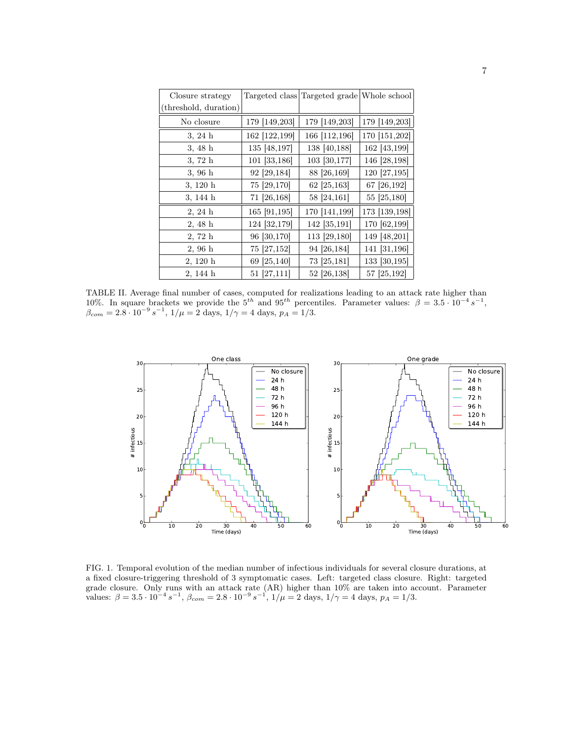| Closure strategy (threshold, duration) | Targeted class | Targeted grade | Whole school |
|---|---|---|---|
| No closure | 179 [149,203] | 179 [149,203] | 179 [149,203] |
| 3, 24 h | 162 [122,199] | 166 [112,196] | 170 [151,202] |
| 3, 48 h | 135 [48,197] | 138 [40,188] | 162 [43,199] |
| 3, 72 h | 101 [33,186] | 103 [30,177] | 146 [28,198] |
| 3, 96 h | 92 [29,184] | 88 [26,169] | 120 [27,195] |
| 3, 120 h | 75 [29,170] | 62 [25,163] | 67 [26,192] |
| 3, 144 h | 71 [26,168] | 58 [24,161] | 55 [25,180] |
| 2, 24 h | 165 [91,195] | 170 [141,199] | 173 [139,198] |
| 2, 48 h | 124 [32,179] | 142 [35,191] | 170 [62,199] |
| 2, 72 h | 96 [30,170] | 113 [29,180] | 149 [48,201] |
| 2, 96 h | 75 [27,152] | 94 [26,184] | 141 [31,196] |
| 2, 120 h | 69 [25,140] | 73 [25,181] | 133 [30,195] |
| 2, 144 h | 51 [27,111] | 52 [26,138] | 57 [25,192] |

TABLE II. Average final number of cases, computed for realizations leading to an attack rate higher than 10%. In square brackets we provide the $5^{th}$ and $95^{th}$ percentiles. Parameter values: $\beta = 3.5 \cdot 10^{-4}\, s^{-1}$, $\beta_{com} = 2.8 \cdot 10^{-9}\, s^{-1}$, $1/\mu = 2$ days, $1/\gamma = 4$ days, $p_A = 1/3$.

FIG. 1. Temporal evolution of the median number of infectious individuals for several closure durations, at a fixed closure-triggering threshold of 3 symptomatic cases. Left: targeted class closure. Right: targeted grade closure. Only runs with an attack rate (AR) higher than 10% are taken into account. Parameter values: $\beta = 3.5 \cdot 10^{-4}\, s^{-1}$, $\beta_{com} = 2.8 \cdot 10^{-9}\, s^{-1}$, $1/\mu = 2$ days, $1/\gamma = 4$ days, $p_A = 1/3$.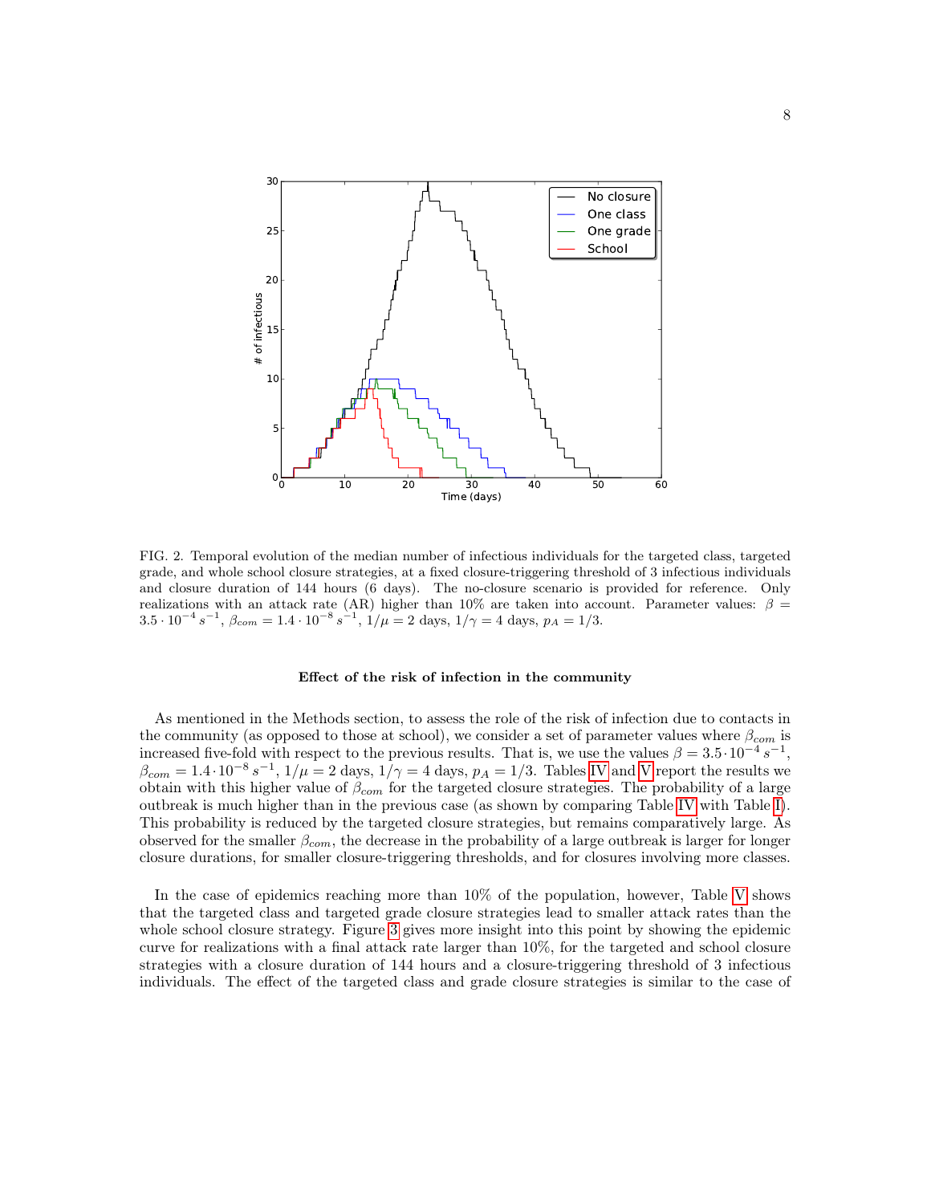FIG. 2. Temporal evolution of the median number of infectious individuals for the targeted class, targeted grade, and whole school closure strategies, at a fixed closure-triggering threshold of 3 infectious individuals and closure duration of 144 hours (6 days). The no-closure scenario is provided for reference. Only realizations with an attack rate (AR) higher than 10% are taken into account. Parameter values: $\beta = 3.5 \cdot 10^{-4}\, s^{-1}$, $\beta_{com} = 1.4 \cdot 10^{-8}\, s^{-1}$, $1/\mu = 2$ days, $1/\gamma = 4$ days, $p_A = 1/3$.

### Effect of the risk of infection in the community

As mentioned in the Methods section, to assess the role of the risk of infection due to contacts in the community (as opposed to those at school), we consider a set of parameter values where $\beta_{com}$ is increased five-fold with respect to the previous results. That is, we use the values $\beta = 3.5 \cdot 10^{-4}\, s^{-1}$, $\beta_{com} = 1.4 \cdot 10^{-8}\, s^{-1}$, $1/\mu = 2$ days, $1/\gamma = 4$ days, $p_A = 1/3$. Tables IV and V report the results we obtain with this higher value of $\beta_{com}$ for the targeted closure strategies. The probability of a large outbreak is much higher than in the previous case (as shown by comparing Table IV with Table I). This probability is reduced by the targeted closure strategies, but remains comparatively large. As observed for the smaller $\beta_{com}$, the decrease in the probability of a large outbreak is larger for longer closure durations, for smaller closure-triggering thresholds, and for closures involving more classes.

In the case of epidemics reaching more than 10% of the population, however, Table V shows that the targeted class and targeted grade closure strategies lead to smaller attack rates than the whole school closure strategy. Figure 3 gives more insight into this point by showing the epidemic curve for realizations with a final attack rate larger than 10%, for the targeted and school closure strategies with a closure duration of 144 hours and a closure-triggering threshold of 3 infectious individuals. The effect of the targeted class and grade closure strategies is similar to the case of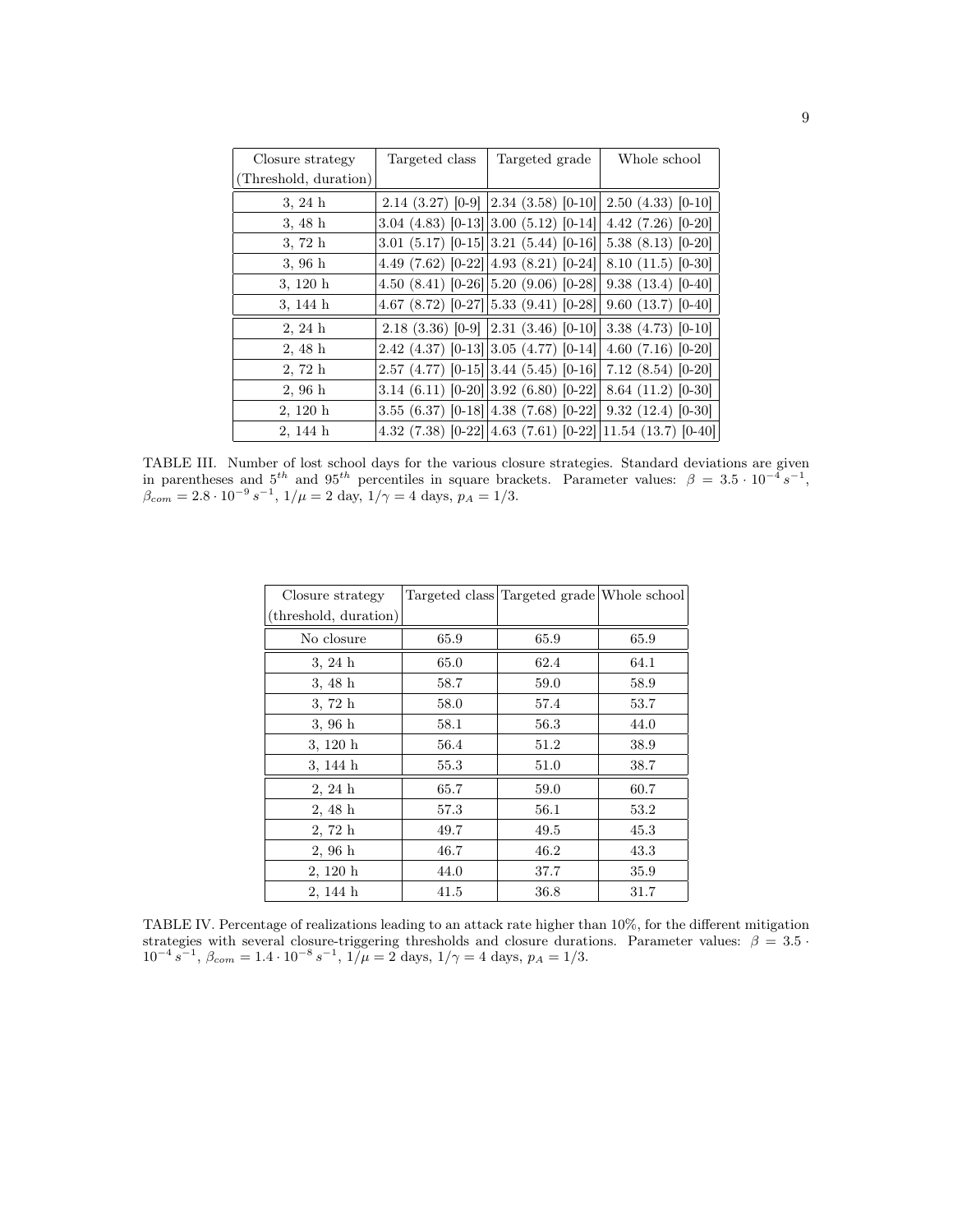| Closure strategy (Threshold, duration) | Targeted class | Targeted grade | Whole school |
|---|---|---|---|
| 3, 24 h | 2.14 (3.27) [0-9] | 2.34 (3.58) [0-10] | 2.50 (4.33) [0-10] |
| 3, 48 h | 3.04 (4.83) [0-13] | 3.00 (5.12) [0-14] | 4.42 (7.26) [0-20] |
| 3, 72 h | 3.01 (5.17) [0-15] | 3.21 (5.44) [0-16] | 5.38 (8.13) [0-20] |
| 3, 96 h | 4.49 (7.62) [0-22] | 4.93 (8.21) [0-24] | 8.10 (11.5) [0-30] |
| 3, 120 h | 4.50 (8.41) [0-26] | 5.20 (9.06) [0-28] | 9.38 (13.4) [0-40] |
| 3, 144 h | 4.67 (8.72) [0-27] | 5.33 (9.41) [0-28] | 9.60 (13.7) [0-40] |
| 2, 24 h | 2.18 (3.36) [0-9] | 2.31 (3.46) [0-10] | 3.38 (4.73) [0-10] |
| 2, 48 h | 2.42 (4.37) [0-13] | 3.05 (4.77) [0-14] | 4.60 (7.16) [0-20] |
| 2, 72 h | 2.57 (4.77) [0-15] | 3.44 (5.45) [0-16] | 7.12 (8.54) [0-20] |
| 2, 96 h | 3.14 (6.11) [0-20] | 3.92 (6.80) [0-22] | 8.64 (11.2) [0-30] |
| 2, 120 h | 3.55 (6.37) [0-18] | 4.38 (7.68) [0-22] | 9.32 (12.4) [0-30] |
| 2, 144 h | 4.32 (7.38) [0-22] | 4.63 (7.61) [0-22] | 11.54 (13.7) [0-40] |

TABLE III. Number of lost school days for the various closure strategies. Standard deviations are given in parentheses and $5^{th}$ and $95^{th}$ percentiles in square brackets. Parameter values: $\beta = 3.5 \cdot 10^{-4}\,s^{-1}$, $\beta_{com} = 2.8 \cdot 10^{-9}\,s^{-1}$, $1/\mu = 2$ day, $1/\gamma = 4$ days, $p_A = 1/3$.

| Closure strategy (threshold, duration) | Targeted class | Targeted grade | Whole school |
|---|---|---|---|
| No closure | 65.9 | 65.9 | 65.9 |
| 3, 24 h | 65.0 | 62.4 | 64.1 |
| 3, 48 h | 58.7 | 59.0 | 58.9 |
| 3, 72 h | 58.0 | 57.4 | 53.7 |
| 3, 96 h | 58.1 | 56.3 | 44.0 |
| 3, 120 h | 56.4 | 51.2 | 38.9 |
| 3, 144 h | 55.3 | 51.0 | 38.7 |
| 2, 24 h | 65.7 | 59.0 | 60.7 |
| 2, 48 h | 57.3 | 56.1 | 53.2 |
| 2, 72 h | 49.7 | 49.5 | 45.3 |
| 2, 96 h | 46.7 | 46.2 | 43.3 |
| 2, 120 h | 44.0 | 37.7 | 35.9 |
| 2, 144 h | 41.5 | 36.8 | 31.7 |

TABLE IV. Percentage of realizations leading to an attack rate higher than 10%, for the different mitigation strategies with several closure-triggering thresholds and closure durations. Parameter values: $\beta = 3.5 \cdot 10^{-4}\,s^{-1}$, $\beta_{com} = 1.4 \cdot 10^{-8}\,s^{-1}$, $1/\mu = 2$ days, $1/\gamma = 4$ days, $p_A = 1/3$.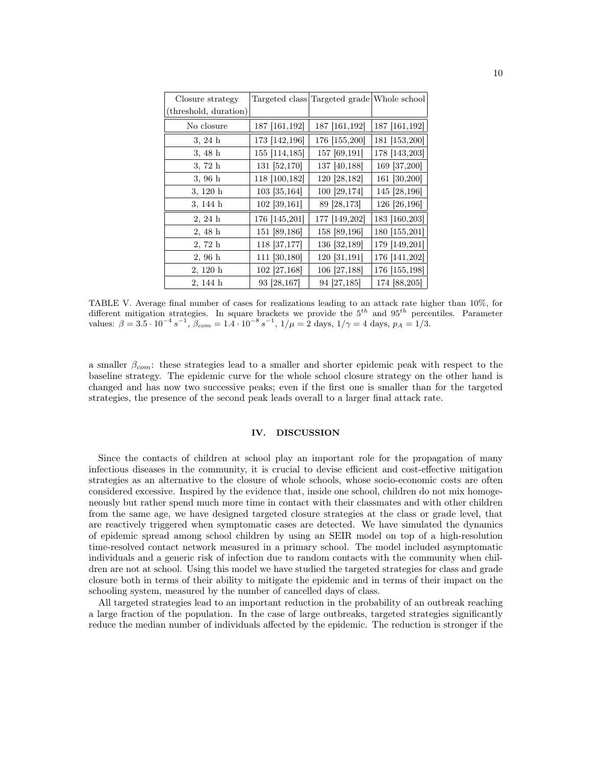| Closure strategy (threshold, duration) | Targeted class | Targeted grade | Whole school |
|---|---|---|---|
| No closure | 187 [161,192] | 187 [161,192] | 187 [161,192] |
| 3, 24 h | 173 [142,196] | 176 [155,200] | 181 [153,200] |
| 3, 48 h | 155 [114,185] | 157 [69,191] | 178 [143,203] |
| 3, 72 h | 131 [52,170] | 137 [40,188] | 169 [37,200] |
| 3, 96 h | 118 [100,182] | 120 [28,182] | 161 [30,200] |
| 3, 120 h | 103 [35,164] | 100 [29,174] | 145 [28,196] |
| 3, 144 h | 102 [39,161] | 89 [28,173] | 126 [26,196] |
| 2, 24 h | 176 [145,201] | 177 [149,202] | 183 [160,203] |
| 2, 48 h | 151 [89,186] | 158 [89,196] | 180 [155,201] |
| 2, 72 h | 118 [37,177] | 136 [32,189] | 179 [149,201] |
| 2, 96 h | 111 [30,180] | 120 [31,191] | 176 [141,202] |
| 2, 120 h | 102 [27,168] | 106 [27,188] | 176 [155,198] |
| 2, 144 h | 93 [28,167] | 94 [27,185] | 174 [88,205] |

TABLE V. Average final number of cases for realizations leading to an attack rate higher than 10%, for different mitigation strategies. In square brackets we provide the $5^{th}$ and $95^{th}$ percentiles. Parameter values: $\beta = 3.5 \cdot 10^{-4}\, s^{-1}$, $\beta_{com} = 1.4 \cdot 10^{-8}\, s^{-1}$, $1/\mu = 2$ days, $1/\gamma = 4$ days, $p_A = 1/3$.

a smaller $\beta_{com}$: these strategies lead to a smaller and shorter epidemic peak with respect to the baseline strategy. The epidemic curve for the whole school closure strategy on the other hand is changed and has now two successive peaks; even if the first one is smaller than for the targeted strategies, the presence of the second peak leads overall to a larger final attack rate.

## IV. DISCUSSION

Since the contacts of children at school play an important role for the propagation of many infectious diseases in the community, it is crucial to devise efficient and cost-effective mitigation strategies as an alternative to the closure of whole schools, whose socio-economic costs are often considered excessive. Inspired by the evidence that, inside one school, children do not mix homogeneously but rather spend much more time in contact with their classmates and with other children from the same age, we have designed targeted closure strategies at the class or grade level, that are reactively triggered when symptomatic cases are detected. We have simulated the dynamics of epidemic spread among school children by using an SEIR model on top of a high-resolution time-resolved contact network measured in a primary school. The model included asymptomatic individuals and a generic risk of infection due to random contacts with the community when children are not at school. Using this model we have studied the targeted strategies for class and grade closure both in terms of their ability to mitigate the epidemic and in terms of their impact on the schooling system, measured by the number of cancelled days of class.

All targeted strategies lead to an important reduction in the probability of an outbreak reaching a large fraction of the population. In the case of large outbreaks, targeted strategies significantly reduce the median number of individuals affected by the epidemic. The reduction is stronger if the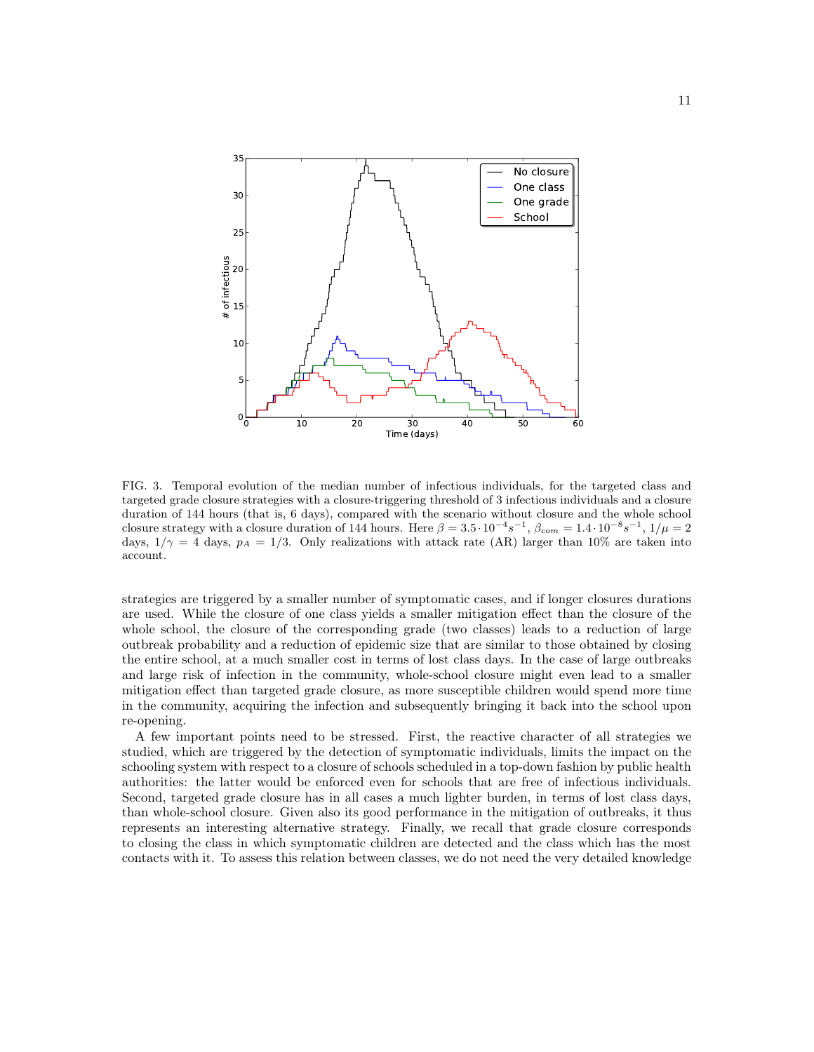FIG. 3. Temporal evolution of the median number of infectious individuals, for the targeted class and targeted grade closure strategies with a closure-triggering threshold of 3 infectious individuals and a closure duration of 144 hours (that is, 6 days), compared with the scenario without closure and the whole school closure strategy with a closure duration of 144 hours. Here $\beta = 3.5 \cdot 10^{-4} s^{-1}$, $\beta_{com} = 1.4 \cdot 10^{-8} s^{-1}$, $1/\mu = 2$ days, $1/\gamma = 4$ days, $p_A = 1/3$. Only realizations with attack rate (AR) larger than 10% are taken into account.

strategies are triggered by a smaller number of symptomatic cases, and if longer closures durations are used. While the closure of one class yields a smaller mitigation effect than the closure of the whole school, the closure of the corresponding grade (two classes) leads to a reduction of large outbreak probability and a reduction of epidemic size that are similar to those obtained by closing the entire school, at a much smaller cost in terms of lost class days. In the case of large outbreaks and large risk of infection in the community, whole-school closure might even lead to a smaller mitigation effect than targeted grade closure, as more susceptible children would spend more time in the community, acquiring the infection and subsequently bringing it back into the school upon re-opening.

A few important points need to be stressed. First, the reactive character of all strategies we studied, which are triggered by the detection of symptomatic individuals, limits the impact on the schooling system with respect to a closure of schools scheduled in a top-down fashion by public health authorities: the latter would be enforced even for schools that are free of infectious individuals. Second, targeted grade closure has in all cases a much lighter burden, in terms of lost class days, than whole-school closure. Given also its good performance in the mitigation of outbreaks, it thus represents an interesting alternative strategy. Finally, we recall that grade closure corresponds to closing the class in which symptomatic children are detected and the class which has the most contacts with it. To assess this relation between classes, we do not need the very detailed knowledge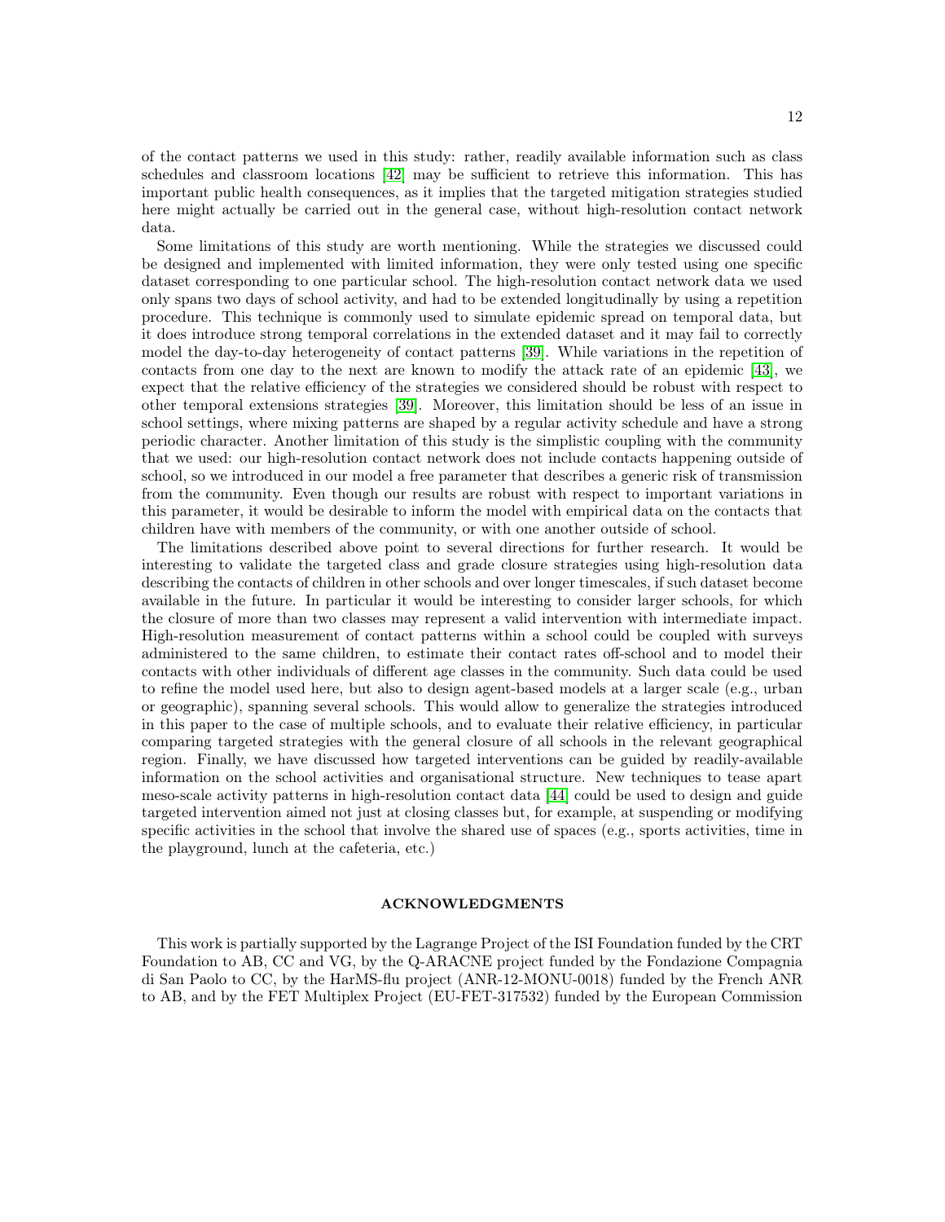of the contact patterns we used in this study: rather, readily available information such as class schedules and classroom locations [42] may be sufficient to retrieve this information. This has important public health consequences, as it implies that the targeted mitigation strategies studied here might actually be carried out in the general case, without high-resolution contact network data.

Some limitations of this study are worth mentioning. While the strategies we discussed could be designed and implemented with limited information, they were only tested using one specific dataset corresponding to one particular school. The high-resolution contact network data we used only spans two days of school activity, and had to be extended longitudinally by using a repetition procedure. This technique is commonly used to simulate epidemic spread on temporal data, but it does introduce strong temporal correlations in the extended dataset and it may fail to correctly model the day-to-day heterogeneity of contact patterns [39]. While variations in the repetition of contacts from one day to the next are known to modify the attack rate of an epidemic [43], we expect that the relative efficiency of the strategies we considered should be robust with respect to other temporal extensions strategies [39]. Moreover, this limitation should be less of an issue in school settings, where mixing patterns are shaped by a regular activity schedule and have a strong periodic character. Another limitation of this study is the simplistic coupling with the community that we used: our high-resolution contact network does not include contacts happening outside of school, so we introduced in our model a free parameter that describes a generic risk of transmission from the community. Even though our results are robust with respect to important variations in this parameter, it would be desirable to inform the model with empirical data on the contacts that children have with members of the community, or with one another outside of school.

The limitations described above point to several directions for further research. It would be interesting to validate the targeted class and grade closure strategies using high-resolution data describing the contacts of children in other schools and over longer timescales, if such dataset become available in the future. In particular it would be interesting to consider larger schools, for which the closure of more than two classes may represent a valid intervention with intermediate impact. High-resolution measurement of contact patterns within a school could be coupled with surveys administered to the same children, to estimate their contact rates off-school and to model their contacts with other individuals of different age classes in the community. Such data could be used to refine the model used here, but also to design agent-based models at a larger scale (e.g., urban or geographic), spanning several schools. This would allow to generalize the strategies introduced in this paper to the case of multiple schools, and to evaluate their relative efficiency, in particular comparing targeted strategies with the general closure of all schools in the relevant geographical region. Finally, we have discussed how targeted interventions can be guided by readily-available information on the school activities and organisational structure. New techniques to tease apart meso-scale activity patterns in high-resolution contact data [44] could be used to design and guide targeted intervention aimed not just at closing classes but, for example, at suspending or modifying specific activities in the school that involve the shared use of spaces (e.g., sports activities, time in the playground, lunch at the cafeteria, etc.)

## ACKNOWLEDGMENTS

This work is partially supported by the Lagrange Project of the ISI Foundation funded by the CRT Foundation to AB, CC and VG, by the Q-ARACNE project funded by the Fondazione Compagnia di San Paolo to CC, by the HarMS-flu project (ANR-12-MONU-0018) funded by the French ANR to AB, and by the FET Multiplex Project (EU-FET-317532) funded by the European Commission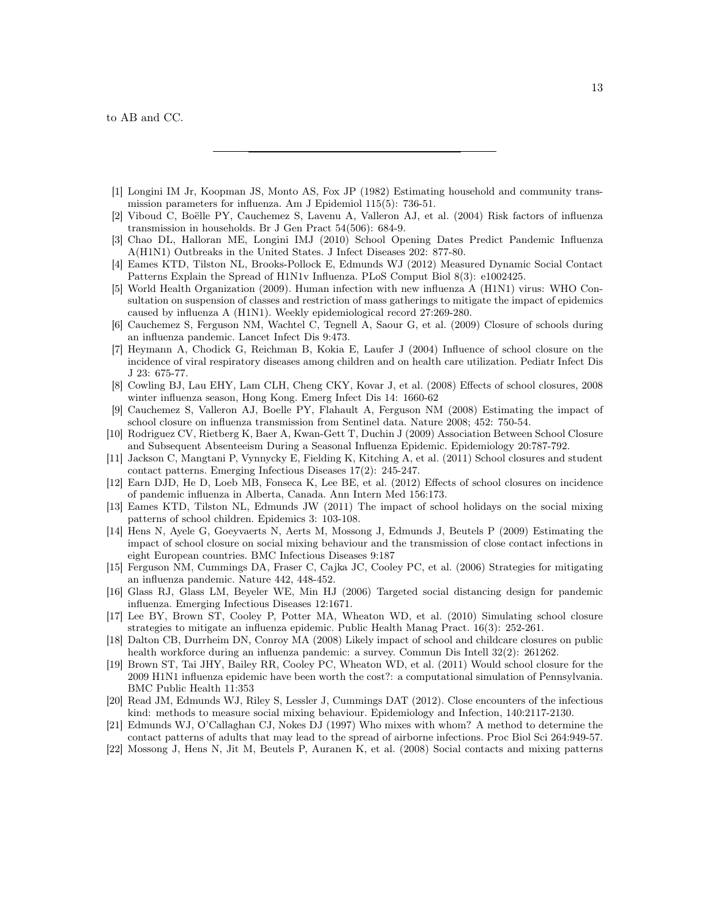to AB and CC.

---

[1] Longini IM Jr, Koopman JS, Monto AS, Fox JP (1982) Estimating household and community transmission parameters for influenza. Am J Epidemiol 115(5): 736-51.

[2] Viboud C, Boëlle PY, Cauchemez S, Lavenu A, Valleron AJ, et al. (2004) Risk factors of influenza transmission in households. Br J Gen Pract 54(506): 684-9.

[3] Chao DL, Halloran ME, Longini IMJ (2010) School Opening Dates Predict Pandemic Influenza A(H1N1) Outbreaks in the United States. J Infect Diseases 202: 877-80.

[4] Eames KTD, Tilston NL, Brooks-Pollock E, Edmunds WJ (2012) Measured Dynamic Social Contact Patterns Explain the Spread of H1N1v Influenza. PLoS Comput Biol 8(3): e1002425.

[5] World Health Organization (2009). Human infection with new influenza A (H1N1) virus: WHO Consultation on suspension of classes and restriction of mass gatherings to mitigate the impact of epidemics caused by influenza A (H1N1). Weekly epidemiological record 27:269-280.

[6] Cauchemez S, Ferguson NM, Wachtel C, Tegnell A, Saour G, et al. (2009) Closure of schools during an influenza pandemic. Lancet Infect Dis 9:473.

[7] Heymann A, Chodick G, Reichman B, Kokia E, Laufer J (2004) Influence of school closure on the incidence of viral respiratory diseases among children and on health care utilization. Pediatr Infect Dis J 23: 675-77.

[8] Cowling BJ, Lau EHY, Lam CLH, Cheng CKY, Kovar J, et al. (2008) Effects of school closures, 2008 winter influenza season, Hong Kong. Emerg Infect Dis 14: 1660-62

[9] Cauchemez S, Valleron AJ, Boelle PY, Flahault A, Ferguson NM (2008) Estimating the impact of school closure on influenza transmission from Sentinel data. Nature 2008; 452: 750-54.

[10] Rodriguez CV, Rietberg K, Baer A, Kwan-Gett T, Duchin J (2009) Association Between School Closure and Subsequent Absenteeism During a Seasonal Influenza Epidemic. Epidemiology 20:787-792.

[11] Jackson C, Mangtani P, Vynnycky E, Fielding K, Kitching A, et al. (2011) School closures and student contact patterns. Emerging Infectious Diseases 17(2): 245-247.

[12] Earn DJD, He D, Loeb MB, Fonseca K, Lee BE, et al. (2012) Effects of school closures on incidence of pandemic influenza in Alberta, Canada. Ann Intern Med 156:173.

[13] Eames KTD, Tilston NL, Edmunds JW (2011) The impact of school holidays on the social mixing patterns of school children. Epidemics 3: 103-108.

[14] Hens N, Ayele G, Goeyvaerts N, Aerts M, Mossong J, Edmunds J, Beutels P (2009) Estimating the impact of school closure on social mixing behaviour and the transmission of close contact infections in eight European countries. BMC Infectious Diseases 9:187

[15] Ferguson NM, Cummings DA, Fraser C, Cajka JC, Cooley PC, et al. (2006) Strategies for mitigating an influenza pandemic. Nature 442, 448-452.

[16] Glass RJ, Glass LM, Beyeler WE, Min HJ (2006) Targeted social distancing design for pandemic influenza. Emerging Infectious Diseases 12:1671.

[17] Lee BY, Brown ST, Cooley P, Potter MA, Wheaton WD, et al. (2010) Simulating school closure strategies to mitigate an influenza epidemic. Public Health Manag Pract. 16(3): 252-261.

[18] Dalton CB, Durrheim DN, Conroy MA (2008) Likely impact of school and childcare closures on public health workforce during an influenza pandemic: a survey. Commun Dis Intell 32(2): 261262.

[19] Brown ST, Tai JHY, Bailey RR, Cooley PC, Wheaton WD, et al. (2011) Would school closure for the 2009 H1N1 influenza epidemic have been worth the cost?: a computational simulation of Pennsylvania. BMC Public Health 11:353

[20] Read JM, Edmunds WJ, Riley S, Lessler J, Cummings DAT (2012). Close encounters of the infectious kind: methods to measure social mixing behaviour. Epidemiology and Infection, 140:2117-2130.

[21] Edmunds WJ, O'Callaghan CJ, Nokes DJ (1997) Who mixes with whom? A method to determine the contact patterns of adults that may lead to the spread of airborne infections. Proc Biol Sci 264:949-57.

[22] Mossong J, Hens N, Jit M, Beutels P, Auranen K, et al. (2008) Social contacts and mixing patterns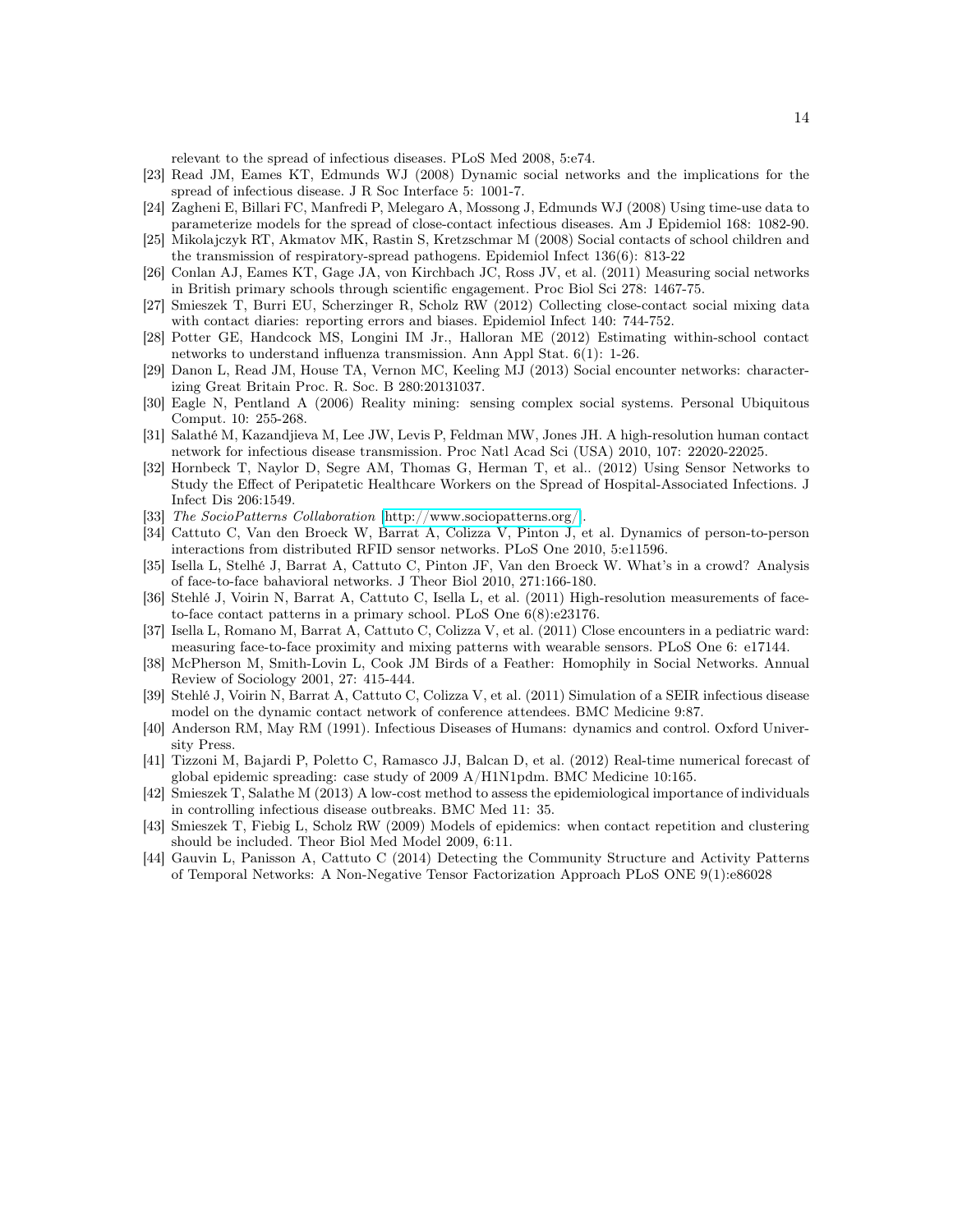relevant to the spread of infectious diseases. PLoS Med 2008, 5:e74.

[23] Read JM, Eames KT, Edmunds WJ (2008) Dynamic social networks and the implications for the spread of infectious disease. J R Soc Interface 5: 1001-7.

[24] Zagheni E, Billari FC, Manfredi P, Melegaro A, Mossong J, Edmunds WJ (2008) Using time-use data to parameterize models for the spread of close-contact infectious diseases. Am J Epidemiol 168: 1082-90.

[25] Mikolajczyk RT, Akmatov MK, Rastin S, Kretzschmar M (2008) Social contacts of school children and the transmission of respiratory-spread pathogens. Epidemiol Infect 136(6): 813-22

[26] Conlan AJ, Eames KT, Gage JA, von Kirchbach JC, Ross JV, et al. (2011) Measuring social networks in British primary schools through scientific engagement. Proc Biol Sci 278: 1467-75.

[27] Smieszek T, Burri EU, Scherzinger R, Scholz RW (2012) Collecting close-contact social mixing data with contact diaries: reporting errors and biases. Epidemiol Infect 140: 744-752.

[28] Potter GE, Handcock MS, Longini IM Jr., Halloran ME (2012) Estimating within-school contact networks to understand influenza transmission. Ann Appl Stat. 6(1): 1-26.

[29] Danon L, Read JM, House TA, Vernon MC, Keeling MJ (2013) Social encounter networks: characterizing Great Britain Proc. R. Soc. B 280:20131037.

[30] Eagle N, Pentland A (2006) Reality mining: sensing complex social systems. Personal Ubiquitous Comput. 10: 255-268.

[31] Salathé M, Kazandjieva M, Lee JW, Levis P, Feldman MW, Jones JH. A high-resolution human contact network for infectious disease transmission. Proc Natl Acad Sci (USA) 2010, 107: 22020-22025.

[32] Hornbeck T, Naylor D, Segre AM, Thomas G, Herman T, et al.. (2012) Using Sensor Networks to Study the Effect of Peripatetic Healthcare Workers on the Spread of Hospital-Associated Infections. J Infect Dis 206:1549.

[33] *The SocioPatterns Collaboration* [http://www.sociopatterns.org/].

[34] Cattuto C, Van den Broeck W, Barrat A, Colizza V, Pinton J, et al. Dynamics of person-to-person interactions from distributed RFID sensor networks. PLoS One 2010, 5:e11596.

[35] Isella L, Stelhé J, Barrat A, Cattuto C, Pinton JF, Van den Broeck W. What's in a crowd? Analysis of face-to-face bahavioral networks. J Theor Biol 2010, 271:166-180.

[36] Stehlé J, Voirin N, Barrat A, Cattuto C, Isella L, et al. (2011) High-resolution measurements of face-to-face contact patterns in a primary school. PLoS One 6(8):e23176.

[37] Isella L, Romano M, Barrat A, Cattuto C, Colizza V, et al. (2011) Close encounters in a pediatric ward: measuring face-to-face proximity and mixing patterns with wearable sensors. PLoS One 6: e17144.

[38] McPherson M, Smith-Lovin L, Cook JM Birds of a Feather: Homophily in Social Networks. Annual Review of Sociology 2001, 27: 415-444.

[39] Stehlé J, Voirin N, Barrat A, Cattuto C, Colizza V, et al. (2011) Simulation of a SEIR infectious disease model on the dynamic contact network of conference attendees. BMC Medicine 9:87.

[40] Anderson RM, May RM (1991). Infectious Diseases of Humans: dynamics and control. Oxford University Press.

[41] Tizzoni M, Bajardi P, Poletto C, Ramasco JJ, Balcan D, et al. (2012) Real-time numerical forecast of global epidemic spreading: case study of 2009 A/H1N1pdm. BMC Medicine 10:165.

[42] Smieszek T, Salathe M (2013) A low-cost method to assess the epidemiological importance of individuals in controlling infectious disease outbreaks. BMC Med 11: 35.

[43] Smieszek T, Fiebig L, Scholz RW (2009) Models of epidemics: when contact repetition and clustering should be included. Theor Biol Med Model 2009, 6:11.

[44] Gauvin L, Panisson A, Cattuto C (2014) Detecting the Community Structure and Activity Patterns of Temporal Networks: A Non-Negative Tensor Factorization Approach PLoS ONE 9(1):e86028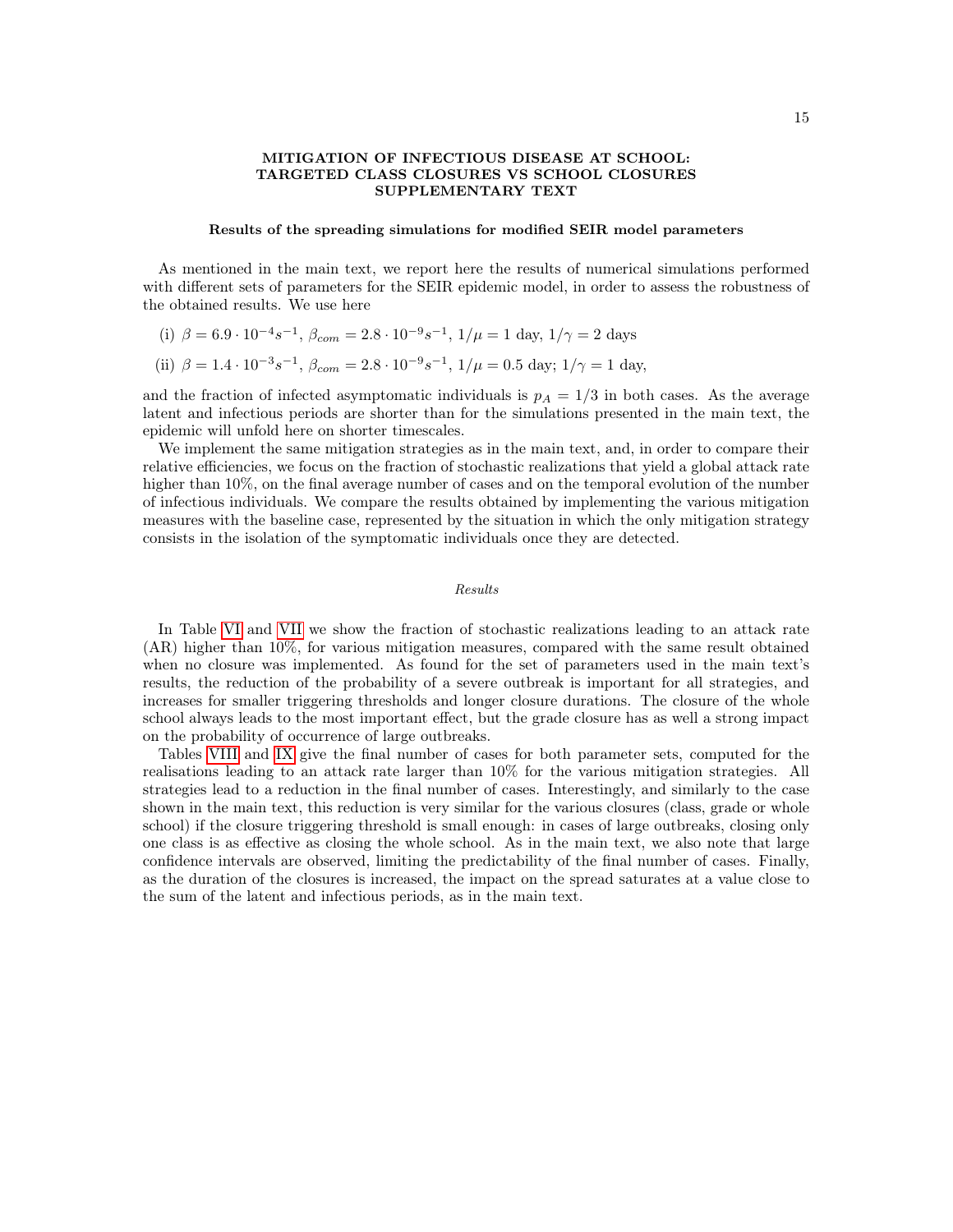# MITIGATION OF INFECTIOUS DISEASE AT SCHOOL: TARGETED CLASS CLOSURES VS SCHOOL CLOSURES SUPPLEMENTARY TEXT

## Results of the spreading simulations for modified SEIR model parameters

As mentioned in the main text, we report here the results of numerical simulations performed with different sets of parameters for the SEIR epidemic model, in order to assess the robustness of the obtained results. We use here

(i) $\beta = 6.9 \cdot 10^{-4} s^{-1}$, $\beta_{com} = 2.8 \cdot 10^{-9} s^{-1}$, $1/\mu = 1$ day, $1/\gamma = 2$ days

(ii) $\beta = 1.4 \cdot 10^{-3} s^{-1}$, $\beta_{com} = 2.8 \cdot 10^{-9} s^{-1}$, $1/\mu = 0.5$ day; $1/\gamma = 1$ day,

and the fraction of infected asymptomatic individuals is $p_A = 1/3$ in both cases. As the average latent and infectious periods are shorter than for the simulations presented in the main text, the epidemic will unfold here on shorter timescales.

We implement the same mitigation strategies as in the main text, and, in order to compare their relative efficiencies, we focus on the fraction of stochastic realizations that yield a global attack rate higher than 10%, on the final average number of cases and on the temporal evolution of the number of infectious individuals. We compare the results obtained by implementing the various mitigation measures with the baseline case, represented by the situation in which the only mitigation strategy consists in the isolation of the symptomatic individuals once they are detected.

### *Results*

In Table VI and VII we show the fraction of stochastic realizations leading to an attack rate (AR) higher than 10%, for various mitigation measures, compared with the same result obtained when no closure was implemented. As found for the set of parameters used in the main text's results, the reduction of the probability of a severe outbreak is important for all strategies, and increases for smaller triggering thresholds and longer closure durations. The closure of the whole school always leads to the most important effect, but the grade closure has as well a strong impact on the probability of occurrence of large outbreaks.

Tables VIII and IX give the final number of cases for both parameter sets, computed for the realisations leading to an attack rate larger than 10% for the various mitigation strategies. All strategies lead to a reduction in the final number of cases. Interestingly, and similarly to the case shown in the main text, this reduction is very similar for the various closures (class, grade or whole school) if the closure triggering threshold is small enough: in cases of large outbreaks, closing only one class is as effective as closing the whole school. As in the main text, we also note that large confidence intervals are observed, limiting the predictability of the final number of cases. Finally, as the duration of the closures is increased, the impact on the spread saturates at a value close to the sum of the latent and infectious periods, as in the main text.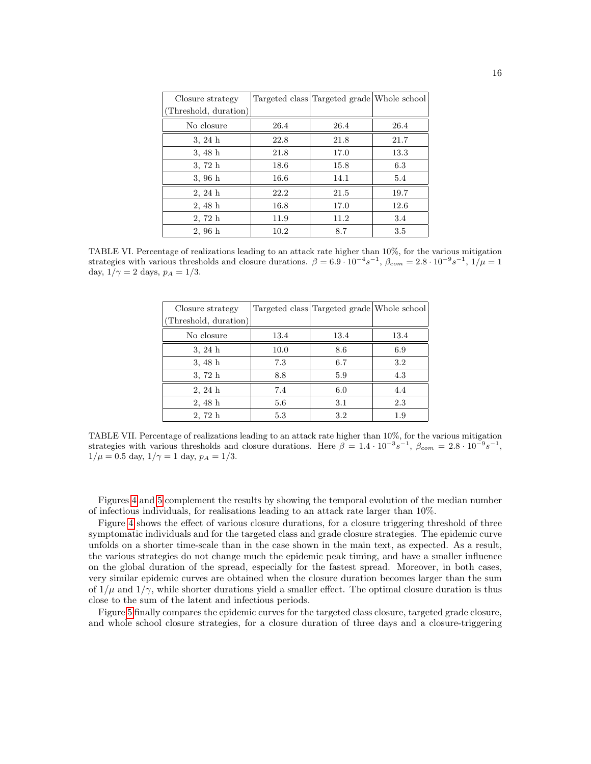| Closure strategy (Threshold, duration) | Targeted class | Targeted grade | Whole school |
|---|---|---|---|
| No closure | 26.4 | 26.4 | 26.4 |
| 3, 24 h | 22.8 | 21.8 | 21.7 |
| 3, 48 h | 21.8 | 17.0 | 13.3 |
| 3, 72 h | 18.6 | 15.8 | 6.3 |
| 3, 96 h | 16.6 | 14.1 | 5.4 |
| 2, 24 h | 22.2 | 21.5 | 19.7 |
| 2, 48 h | 16.8 | 17.0 | 12.6 |
| 2, 72 h | 11.9 | 11.2 | 3.4 |
| 2, 96 h | 10.2 | 8.7 | 3.5 |

TABLE VI. Percentage of realizations leading to an attack rate higher than 10%, for the various mitigation strategies with various thresholds and closure durations. $\beta = 6.9 \cdot 10^{-4} s^{-1}$, $\beta_{com} = 2.8 \cdot 10^{-9} s^{-1}$, $1/\mu = 1$ day, $1/\gamma = 2$ days, $p_A = 1/3$.

| Closure strategy (Threshold, duration) | Targeted class | Targeted grade | Whole school |
|---|---|---|---|
| No closure | 13.4 | 13.4 | 13.4 |
| 3, 24 h | 10.0 | 8.6 | 6.9 |
| 3, 48 h | 7.3 | 6.7 | 3.2 |
| 3, 72 h | 8.8 | 5.9 | 4.3 |
| 2, 24 h | 7.4 | 6.0 | 4.4 |
| 2, 48 h | 5.6 | 3.1 | 2.3 |
| 2, 72 h | 5.3 | 3.2 | 1.9 |

TABLE VII. Percentage of realizations leading to an attack rate higher than 10%, for the various mitigation strategies with various thresholds and closure durations. Here $\beta = 1.4 \cdot 10^{-3} s^{-1}$, $\beta_{com} = 2.8 \cdot 10^{-9} s^{-1}$, $1/\mu = 0.5$ day, $1/\gamma = 1$ day, $p_A = 1/3$.

Figures 4 and 5 complement the results by showing the temporal evolution of the median number of infectious individuals, for realisations leading to an attack rate larger than 10%.

Figure 4 shows the effect of various closure durations, for a closure triggering threshold of three symptomatic individuals and for the targeted class and grade closure strategies. The epidemic curve unfolds on a shorter time-scale than in the case shown in the main text, as expected. As a result, the various strategies do not change much the epidemic peak timing, and have a smaller influence on the global duration of the spread, especially for the fastest spread. Moreover, in both cases, very similar epidemic curves are obtained when the closure duration becomes larger than the sum of $1/\mu$ and $1/\gamma$, while shorter durations yield a smaller effect. The optimal closure duration is thus close to the sum of the latent and infectious periods.

Figure 5 finally compares the epidemic curves for the targeted class closure, targeted grade closure, and whole school closure strategies, for a closure duration of three days and a closure-triggering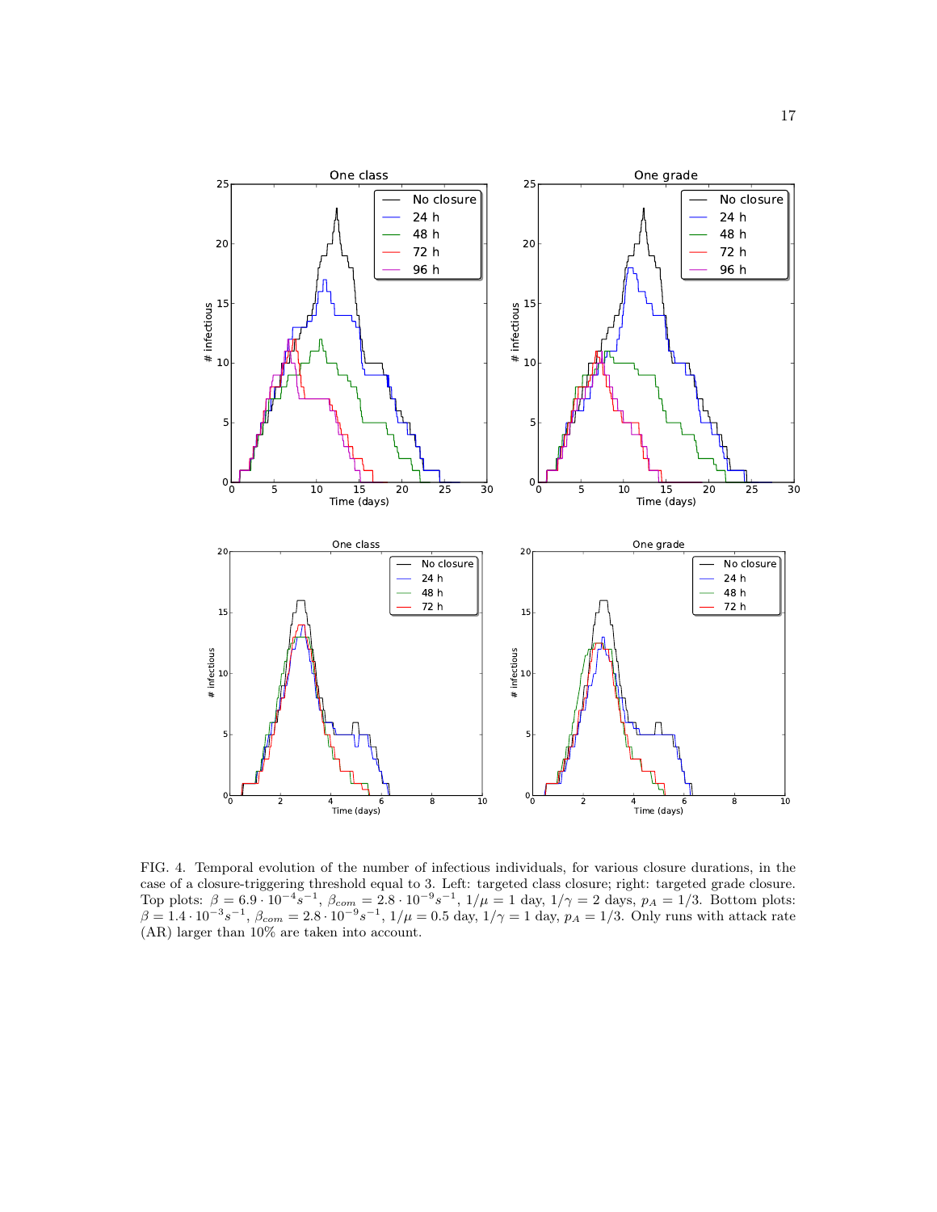FIG. 4. Temporal evolution of the number of infectious individuals, for various closure durations, in the case of a closure-triggering threshold equal to 3. Left: targeted class closure; right: targeted grade closure. Top plots: $\beta = 6.9 \cdot 10^{-4} s^{-1}$, $\beta_{com} = 2.8 \cdot 10^{-9} s^{-1}$, $1/\mu = 1$ day, $1/\gamma = 2$ days, $p_A = 1/3$. Bottom plots: $\beta = 1.4 \cdot 10^{-3} s^{-1}$, $\beta_{com} = 2.8 \cdot 10^{-9} s^{-1}$, $1/\mu = 0.5$ day, $1/\gamma = 1$ day, $p_A = 1/3$. Only runs with attack rate (AR) larger than 10% are taken into account.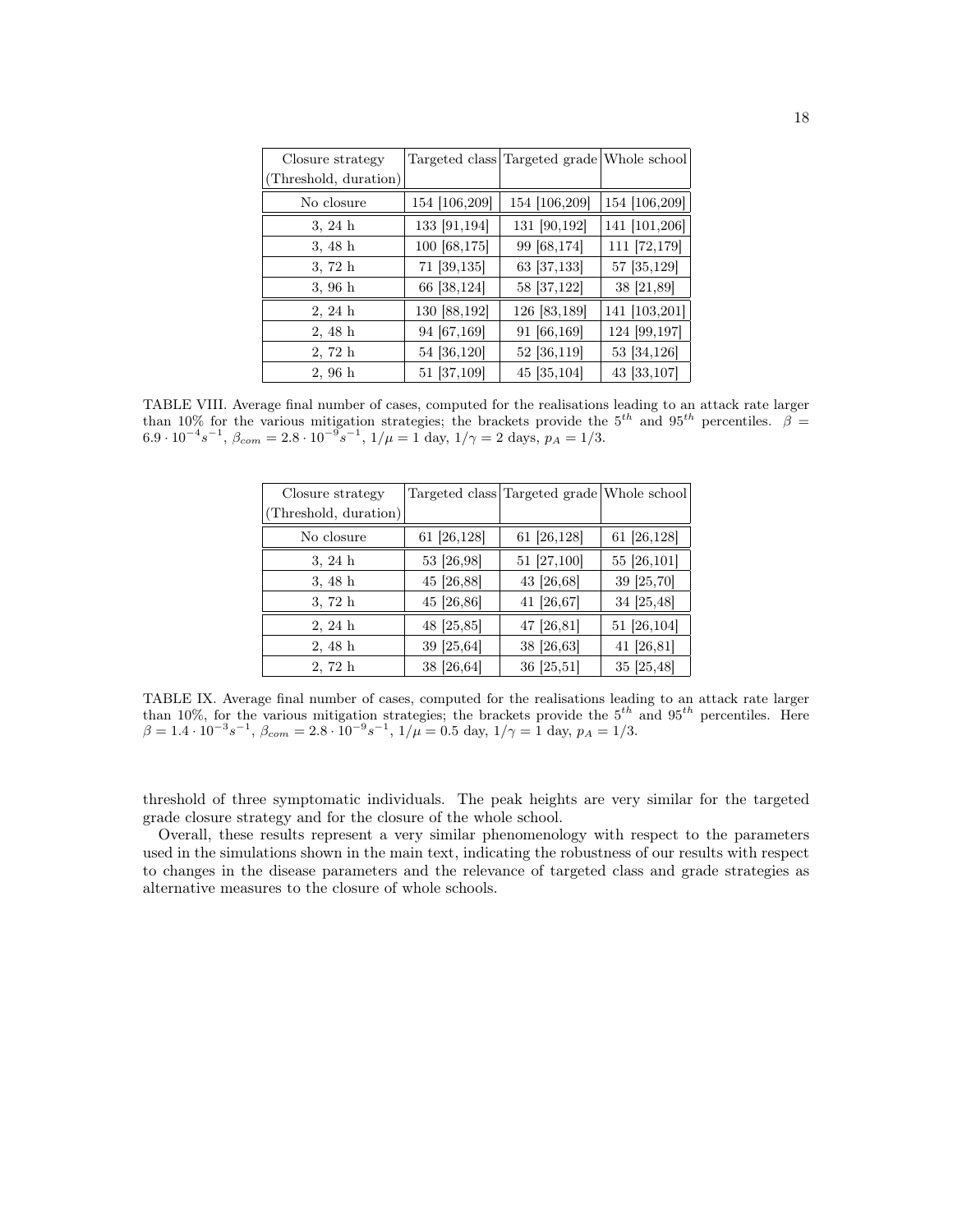| Closure strategy (Threshold, duration) | Targeted class | Targeted grade | Whole school |
|---|---|---|---|
| No closure | 154 [106,209] | 154 [106,209] | 154 [106,209] |
| 3, 24 h | 133 [91,194] | 131 [90,192] | 141 [101,206] |
| 3, 48 h | 100 [68,175] | 99 [68,174] | 111 [72,179] |
| 3, 72 h | 71 [39,135] | 63 [37,133] | 57 [35,129] |
| 3, 96 h | 66 [38,124] | 58 [37,122] | 38 [21,89] |
| 2, 24 h | 130 [88,192] | 126 [83,189] | 141 [103,201] |
| 2, 48 h | 94 [67,169] | 91 [66,169] | 124 [99,197] |
| 2, 72 h | 54 [36,120] | 52 [36,119] | 53 [34,126] |
| 2, 96 h | 51 [37,109] | 45 [35,104] | 43 [33,107] |

TABLE VIII. Average final number of cases, computed for the realisations leading to an attack rate larger than 10% for the various mitigation strategies; the brackets provide the $5^{th}$ and $95^{th}$ percentiles. $\beta = 6.9 \cdot 10^{-4} s^{-1}$, $\beta_{com} = 2.8 \cdot 10^{-9} s^{-1}$, $1/\mu = 1$ day, $1/\gamma = 2$ days, $p_A = 1/3$.

| Closure strategy (Threshold, duration) | Targeted class | Targeted grade | Whole school |
|---|---|---|---|
| No closure | 61 [26,128] | 61 [26,128] | 61 [26,128] |
| 3, 24 h | 53 [26,98] | 51 [27,100] | 55 [26,101] |
| 3, 48 h | 45 [26,88] | 43 [26,68] | 39 [25,70] |
| 3, 72 h | 45 [26,86] | 41 [26,67] | 34 [25,48] |
| 2, 24 h | 48 [25,85] | 47 [26,81] | 51 [26,104] |
| 2, 48 h | 39 [25,64] | 38 [26,63] | 41 [26,81] |
| 2, 72 h | 38 [26,64] | 36 [25,51] | 35 [25,48] |

TABLE IX. Average final number of cases, computed for the realisations leading to an attack rate larger than 10%, for the various mitigation strategies; the brackets provide the $5^{th}$ and $95^{th}$ percentiles. Here $\beta = 1.4 \cdot 10^{-3} s^{-1}$, $\beta_{com} = 2.8 \cdot 10^{-9} s^{-1}$, $1/\mu = 0.5$ day, $1/\gamma = 1$ day, $p_A = 1/3$.

threshold of three symptomatic individuals. The peak heights are very similar for the targeted grade closure strategy and for the closure of the whole school.

Overall, these results represent a very similar phenomenology with respect to the parameters used in the simulations shown in the main text, indicating the robustness of our results with respect to changes in the disease parameters and the relevance of targeted class and grade strategies as alternative measures to the closure of whole schools.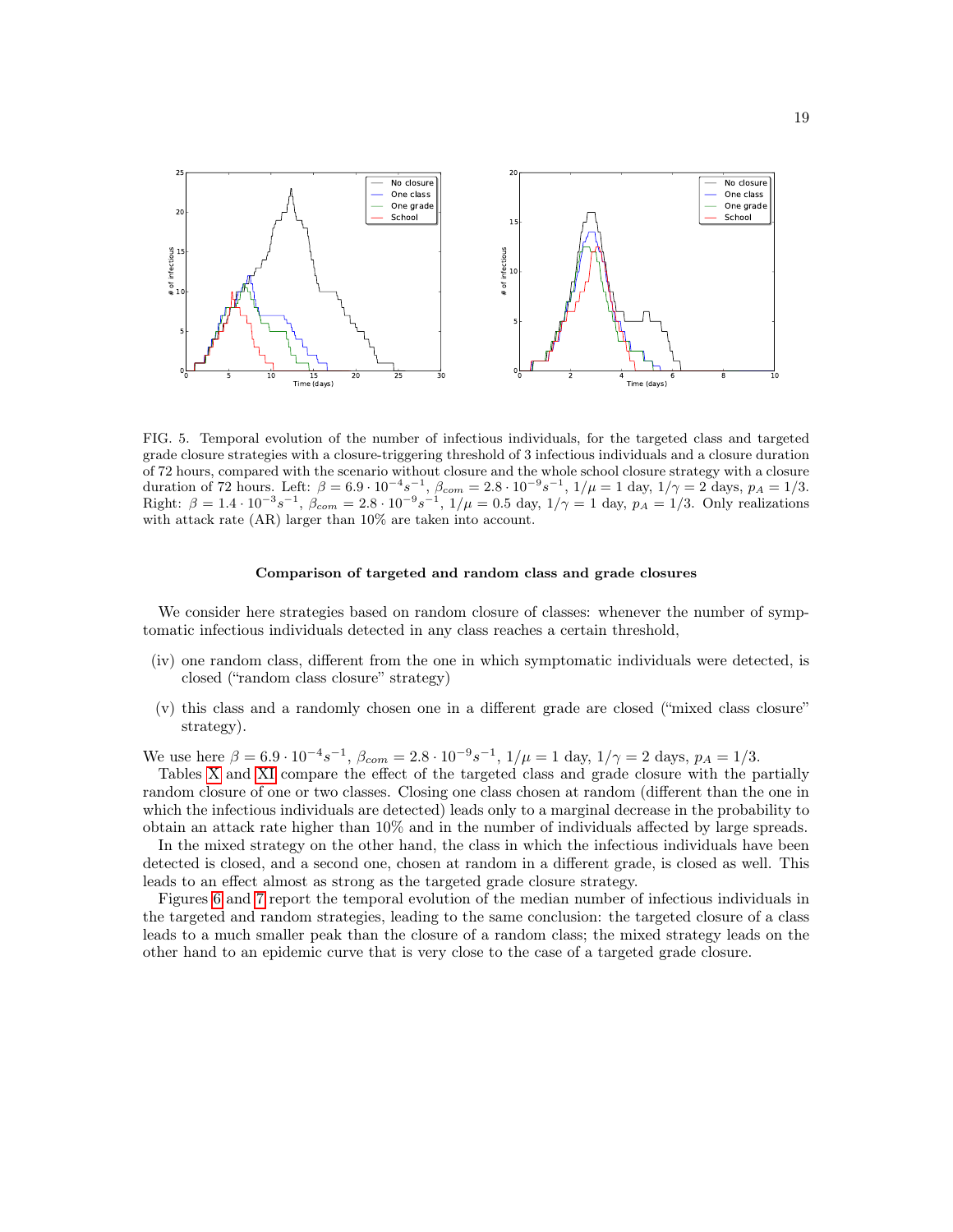FIG. 5. Temporal evolution of the number of infectious individuals, for the targeted class and targeted grade closure strategies with a closure-triggering threshold of 3 infectious individuals and a closure duration of 72 hours, compared with the scenario without closure and the whole school closure strategy with a closure duration of 72 hours. Left: $\beta = 6.9 \cdot 10^{-4} s^{-1}$, $\beta_{com} = 2.8 \cdot 10^{-9} s^{-1}$, $1/\mu = 1$ day, $1/\gamma = 2$ days, $p_A = 1/3$. Right: $\beta = 1.4 \cdot 10^{-3} s^{-1}$, $\beta_{com} = 2.8 \cdot 10^{-9} s^{-1}$, $1/\mu = 0.5$ day, $1/\gamma = 1$ day, $p_A = 1/3$. Only realizations with attack rate (AR) larger than 10% are taken into account.

### Comparison of targeted and random class and grade closures

We consider here strategies based on random closure of classes: whenever the number of symptomatic infectious individuals detected in any class reaches a certain threshold,

(iv) one random class, different from the one in which symptomatic individuals were detected, is closed ("random class closure" strategy)

(v) this class and a randomly chosen one in a different grade are closed ("mixed class closure" strategy).

We use here $\beta = 6.9 \cdot 10^{-4} s^{-1}$, $\beta_{com} = 2.8 \cdot 10^{-9} s^{-1}$, $1/\mu = 1$ day, $1/\gamma = 2$ days, $p_A = 1/3$.

Tables X and XI compare the effect of the targeted class and grade closure with the partially random closure of one or two classes. Closing one class chosen at random (different than the one in which the infectious individuals are detected) leads only to a marginal decrease in the probability to obtain an attack rate higher than 10% and in the number of individuals affected by large spreads.

In the mixed strategy on the other hand, the class in which the infectious individuals have been detected is closed, and a second one, chosen at random in a different grade, is closed as well. This leads to an effect almost as strong as the targeted grade closure strategy.

Figures 6 and 7 report the temporal evolution of the median number of infectious individuals in the targeted and random strategies, leading to the same conclusion: the targeted closure of a class leads to a much smaller peak than the closure of a random class; the mixed strategy leads on the other hand to an epidemic curve that is very close to the case of a targeted grade closure.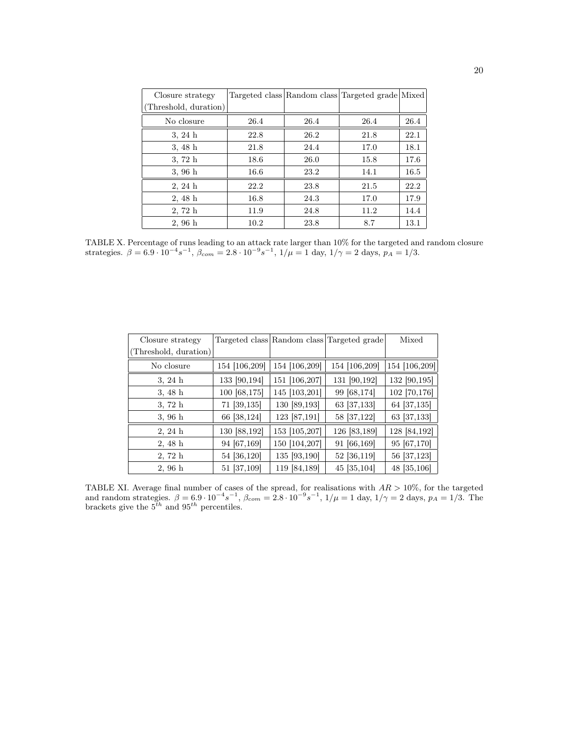| Closure strategy (Threshold, duration) | Targeted class | Random class | Targeted grade | Mixed |
|---|---|---|---|---|
| No closure | 26.4 | 26.4 | 26.4 | 26.4 |
| 3, 24 h | 22.8 | 26.2 | 21.8 | 22.1 |
| 3, 48 h | 21.8 | 24.4 | 17.0 | 18.1 |
| 3, 72 h | 18.6 | 26.0 | 15.8 | 17.6 |
| 3, 96 h | 16.6 | 23.2 | 14.1 | 16.5 |
| 2, 24 h | 22.2 | 23.8 | 21.5 | 22.2 |
| 2, 48 h | 16.8 | 24.3 | 17.0 | 17.9 |
| 2, 72 h | 11.9 | 24.8 | 11.2 | 14.4 |
| 2, 96 h | 10.2 | 23.8 | 8.7 | 13.1 |

TABLE X. Percentage of runs leading to an attack rate larger than 10% for the targeted and random closure strategies. $\beta = 6.9 \cdot 10^{-4} s^{-1}$, $\beta_{com} = 2.8 \cdot 10^{-9} s^{-1}$, $1/\mu = 1$ day, $1/\gamma = 2$ days, $p_A = 1/3$.

| Closure strategy (Threshold, duration) | Targeted class | Random class | Targeted grade | Mixed |
|---|---|---|---|---|
| No closure | 154 [106,209] | 154 [106,209] | 154 [106,209] | 154 [106,209] |
| 3, 24 h | 133 [90,194] | 151 [106,207] | 131 [90,192] | 132 [90,195] |
| 3, 48 h | 100 [68,175] | 145 [103,201] | 99 [68,174] | 102 [70,176] |
| 3, 72 h | 71 [39,135] | 130 [89,193] | 63 [37,133] | 64 [37,135] |
| 3, 96 h | 66 [38,124] | 123 [87,191] | 58 [37,122] | 63 [37,133] |
| 2, 24 h | 130 [88,192] | 153 [105,207] | 126 [83,189] | 128 [84,192] |
| 2, 48 h | 94 [67,169] | 150 [104,207] | 91 [66,169] | 95 [67,170] |
| 2, 72 h | 54 [36,120] | 135 [93,190] | 52 [36,119] | 56 [37,123] |
| 2, 96 h | 51 [37,109] | 119 [84,189] | 45 [35,104] | 48 [35,106] |

TABLE XI. Average final number of cases of the spread, for realisations with $AR > 10\%$, for the targeted and random strategies. $\beta = 6.9 \cdot 10^{-4} s^{-1}$, $\beta_{com} = 2.8 \cdot 10^{-9} s^{-1}$, $1/\mu = 1$ day, $1/\gamma = 2$ days, $p_A = 1/3$. The brackets give the $5^{th}$ and $95^{th}$ percentiles.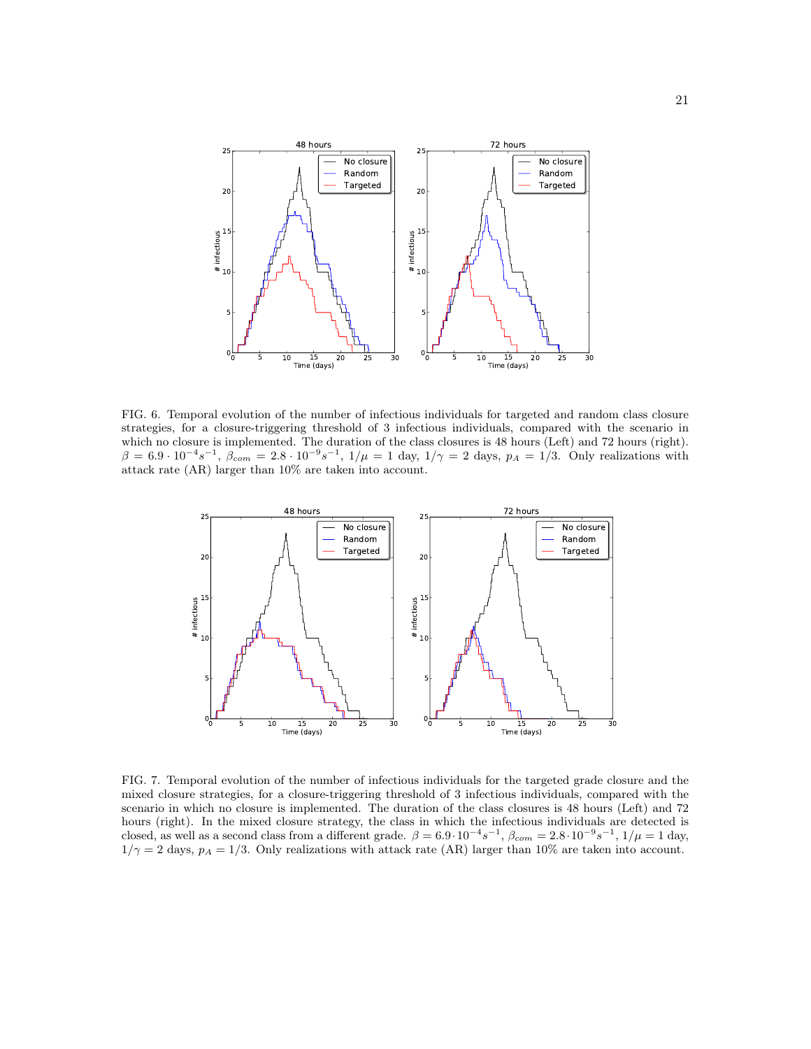48 hours

72 hours

No closure
Random
Targeted

# infectious

Time (days)

FIG. 6. Temporal evolution of the number of infectious individuals for targeted and random class closure strategies, for a closure-triggering threshold of 3 infectious individuals, compared with the scenario in which no closure is implemented. The duration of the class closures is 48 hours (Left) and 72 hours (right). $\beta = 6.9 \cdot 10^{-4} s^{-1}$, $\beta_{com} = 2.8 \cdot 10^{-9} s^{-1}$, $1/\mu = 1$ day, $1/\gamma = 2$ days, $p_A = 1/3$. Only realizations with attack rate (AR) larger than 10% are taken into account.

48 hours

72 hours

No closure
Random
Targeted

# infectious

Time (days)

FIG. 7. Temporal evolution of the number of infectious individuals for the targeted grade closure and the mixed closure strategies, for a closure-triggering threshold of 3 infectious individuals, compared with the scenario in which no closure is implemented. The duration of the class closures is 48 hours (Left) and 72 hours (right). In the mixed closure strategy, the class in which the infectious individuals are detected is closed, as well as a second class from a different grade. $\beta = 6.9 \cdot 10^{-4} s^{-1}$, $\beta_{com} = 2.8 \cdot 10^{-9} s^{-1}$, $1/\mu = 1$ day, $1/\gamma = 2$ days, $p_A = 1/3$. Only realizations with attack rate (AR) larger than 10% are taken into account.